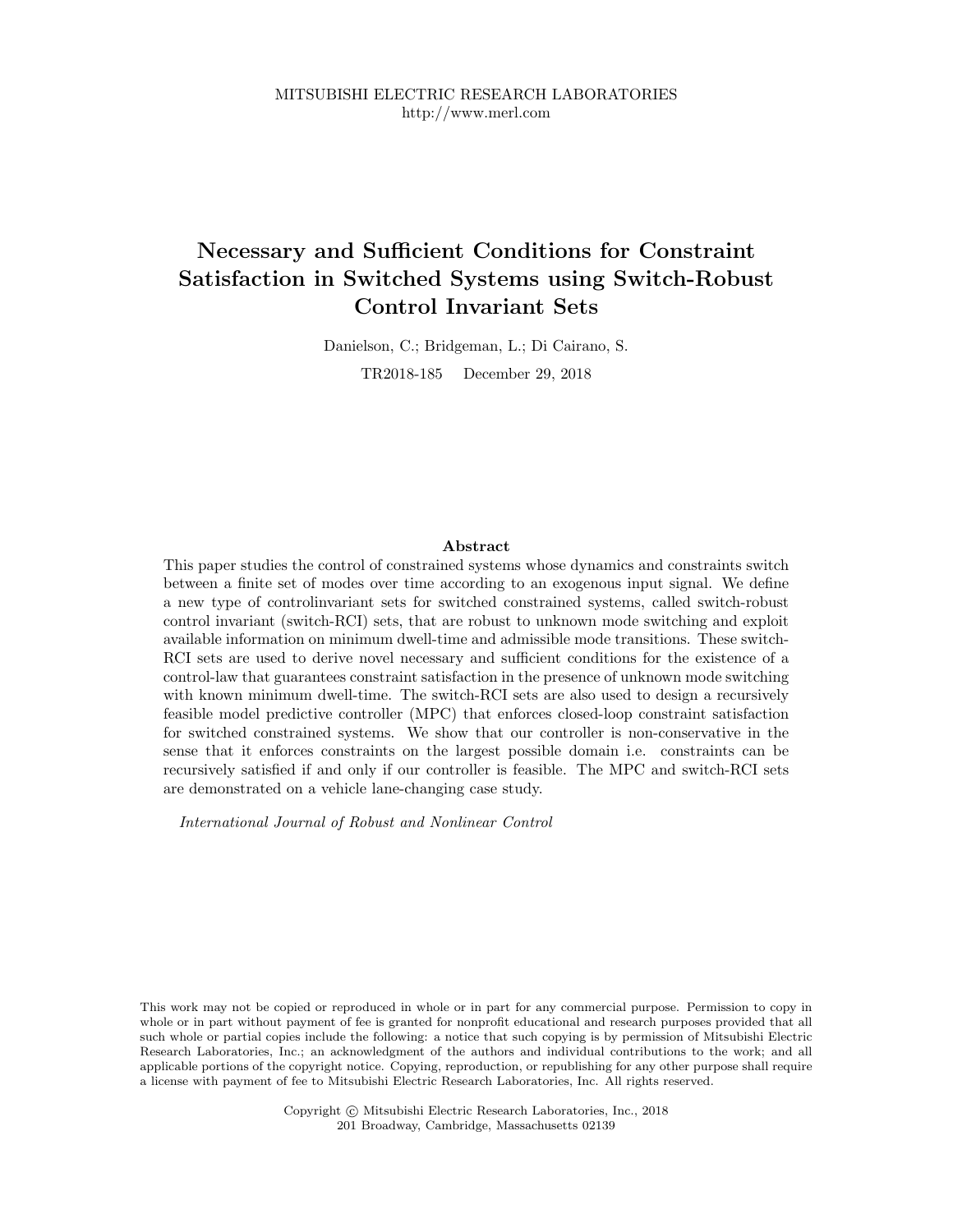MITSUBISHI ELECTRIC RESEARCH LABORATORIES
http://www.merl.com

# Necessary and Sufficient Conditions for Constraint Satisfaction in Switched Systems using Switch-Robust Control Invariant Sets

Danielson, C.; Bridgeman, L.; Di Cairano, S.

TR2018-185 December 29, 2018

## Abstract

This paper studies the control of constrained systems whose dynamics and constraints switch between a finite set of modes over time according to an exogenous input signal. We define a new type of controlinvariant sets for switched constrained systems, called switch-robust control invariant (switch-RCI) sets, that are robust to unknown mode switching and exploit available information on minimum dwell-time and admissible mode transitions. These switch-RCI sets are used to derive novel necessary and sufficient conditions for the existence of a control-law that guarantees constraint satisfaction in the presence of unknown mode switching with known minimum dwell-time. The switch-RCI sets are also used to design a recursively feasible model predictive controller (MPC) that enforces closed-loop constraint satisfaction for switched constrained systems. We show that our controller is non-conservative in the sense that it enforces constraints on the largest possible domain i.e. constraints can be recursively satisfied if and only if our controller is feasible. The MPC and switch-RCI sets are demonstrated on a vehicle lane-changing case study.

*International Journal of Robust and Nonlinear Control*

This work may not be copied or reproduced in whole or in part for any commercial purpose. Permission to copy in whole or in part without payment of fee is granted for nonprofit educational and research purposes provided that all such whole or partial copies include the following: a notice that such copying is by permission of Mitsubishi Electric Research Laboratories, Inc.; an acknowledgment of the authors and individual contributions to the work; and all applicable portions of the copyright notice. Copying, reproduction, or republishing for any other purpose shall require a license with payment of fee to Mitsubishi Electric Research Laboratories, Inc. All rights reserved.

Copyright © Mitsubishi Electric Research Laboratories, Inc., 2018
201 Broadway, Cambridge, Massachusetts 02139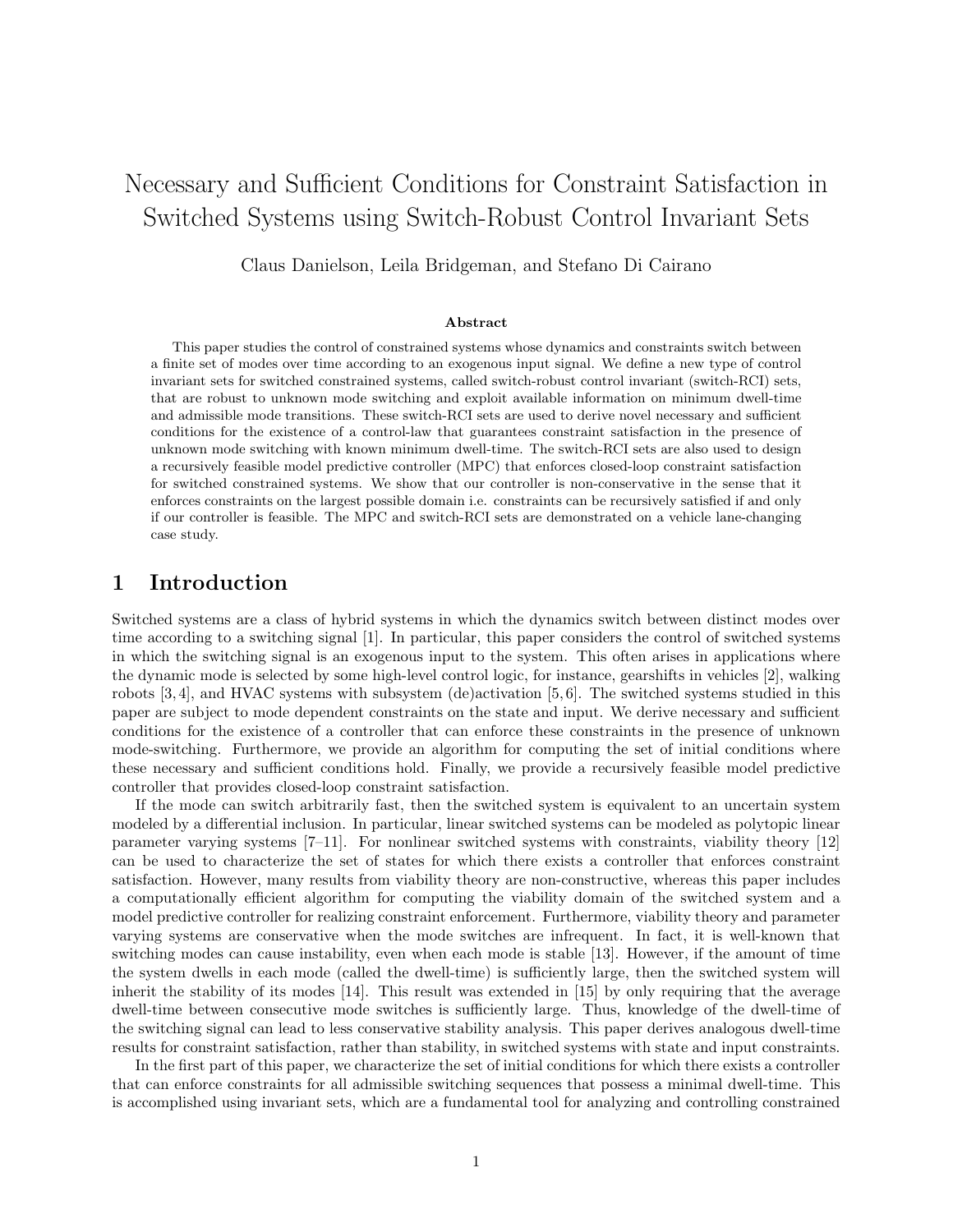# Necessary and Sufficient Conditions for Constraint Satisfaction in Switched Systems using Switch-Robust Control Invariant Sets

Claus Danielson, Leila Bridgeman, and Stefano Di Cairano

### Abstract

This paper studies the control of constrained systems whose dynamics and constraints switch between a finite set of modes over time according to an exogenous input signal. We define a new type of control invariant sets for switched constrained systems, called switch-robust control invariant (switch-RCI) sets, that are robust to unknown mode switching and exploit available information on minimum dwell-time and admissible mode transitions. These switch-RCI sets are used to derive novel necessary and sufficient conditions for the existence of a control-law that guarantees constraint satisfaction in the presence of unknown mode switching with known minimum dwell-time. The switch-RCI sets are also used to design a recursively feasible model predictive controller (MPC) that enforces closed-loop constraint satisfaction for switched constrained systems. We show that our controller is non-conservative in the sense that it enforces constraints on the largest possible domain i.e. constraints can be recursively satisfied if and only if our controller is feasible. The MPC and switch-RCI sets are demonstrated on a vehicle lane-changing case study.

## 1 Introduction

Switched systems are a class of hybrid systems in which the dynamics switch between distinct modes over time according to a switching signal [1]. In particular, this paper considers the control of switched systems in which the switching signal is an exogenous input to the system. This often arises in applications where the dynamic mode is selected by some high-level control logic, for instance, gearshifts in vehicles [2], walking robots [3, 4], and HVAC systems with subsystem (de)activation [5, 6]. The switched systems studied in this paper are subject to mode dependent constraints on the state and input. We derive necessary and sufficient conditions for the existence of a controller that can enforce these constraints in the presence of unknown mode-switching. Furthermore, we provide an algorithm for computing the set of initial conditions where these necessary and sufficient conditions hold. Finally, we provide a recursively feasible model predictive controller that provides closed-loop constraint satisfaction.

If the mode can switch arbitrarily fast, then the switched system is equivalent to an uncertain system modeled by a differential inclusion. In particular, linear switched systems can be modeled as polytopic linear parameter varying systems [7–11]. For nonlinear switched systems with constraints, viability theory [12] can be used to characterize the set of states for which there exists a controller that enforces constraint satisfaction. However, many results from viability theory are non-constructive, whereas this paper includes a computationally efficient algorithm for computing the viability domain of the switched system and a model predictive controller for realizing constraint enforcement. Furthermore, viability theory and parameter varying systems are conservative when the mode switches are infrequent. In fact, it is well-known that switching modes can cause instability, even when each mode is stable [13]. However, if the amount of time the system dwells in each mode (called the dwell-time) is sufficiently large, then the switched system will inherit the stability of its modes [14]. This result was extended in [15] by only requiring that the average dwell-time between consecutive mode switches is sufficiently large. Thus, knowledge of the dwell-time of the switching signal can lead to less conservative stability analysis. This paper derives analogous dwell-time results for constraint satisfaction, rather than stability, in switched systems with state and input constraints.

In the first part of this paper, we characterize the set of initial conditions for which there exists a controller that can enforce constraints for all admissible switching sequences that possess a minimal dwell-time. This is accomplished using invariant sets, which are a fundamental tool for analyzing and controlling constrained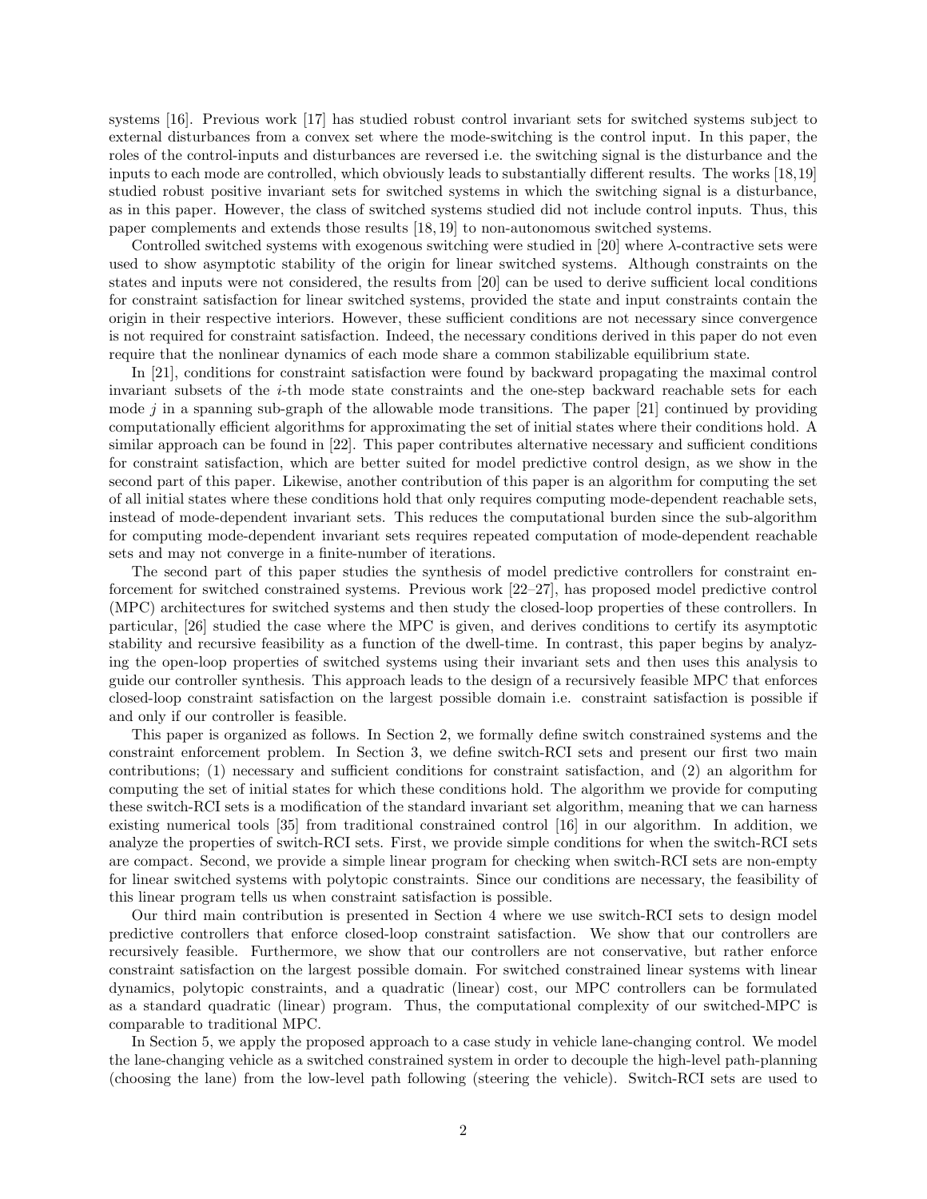systems [16]. Previous work [17] has studied robust control invariant sets for switched systems subject to external disturbances from a convex set where the mode-switching is the control input. In this paper, the roles of the control-inputs and disturbances are reversed i.e. the switching signal is the disturbance and the inputs to each mode are controlled, which obviously leads to substantially different results. The works [18,19] studied robust positive invariant sets for switched systems in which the switching signal is a disturbance, as in this paper. However, the class of switched systems studied did not include control inputs. Thus, this paper complements and extends those results [18,19] to non-autonomous switched systems.

Controlled switched systems with exogenous switching were studied in [20] where $\lambda$-contractive sets were used to show asymptotic stability of the origin for linear switched systems. Although constraints on the states and inputs were not considered, the results from [20] can be used to derive sufficient local conditions for constraint satisfaction for linear switched systems, provided the state and input constraints contain the origin in their respective interiors. However, these sufficient conditions are not necessary since convergence is not required for constraint satisfaction. Indeed, the necessary conditions derived in this paper do not even require that the nonlinear dynamics of each mode share a common stabilizable equilibrium state.

In [21], conditions for constraint satisfaction were found by backward propagating the maximal control invariant subsets of the $i$-th mode state constraints and the one-step backward reachable sets for each mode $j$ in a spanning sub-graph of the allowable mode transitions. The paper [21] continued by providing computationally efficient algorithms for approximating the set of initial states where their conditions hold. A similar approach can be found in [22]. This paper contributes alternative necessary and sufficient conditions for constraint satisfaction, which are better suited for model predictive control design, as we show in the second part of this paper. Likewise, another contribution of this paper is an algorithm for computing the set of all initial states where these conditions hold that only requires computing mode-dependent reachable sets, instead of mode-dependent invariant sets. This reduces the computational burden since the sub-algorithm for computing mode-dependent invariant sets requires repeated computation of mode-dependent reachable sets and may not converge in a finite-number of iterations.

The second part of this paper studies the synthesis of model predictive controllers for constraint enforcement for switched constrained systems. Previous work [22–27], has proposed model predictive control (MPC) architectures for switched systems and then study the closed-loop properties of these controllers. In particular, [26] studied the case where the MPC is given, and derives conditions to certify its asymptotic stability and recursive feasibility as a function of the dwell-time. In contrast, this paper begins by analyzing the open-loop properties of switched systems using their invariant sets and then uses this analysis to guide our controller synthesis. This approach leads to the design of a recursively feasible MPC that enforces closed-loop constraint satisfaction on the largest possible domain i.e. constraint satisfaction is possible if and only if our controller is feasible.

This paper is organized as follows. In Section 2, we formally define switch constrained systems and the constraint enforcement problem. In Section 3, we define switch-RCI sets and present our first two main contributions; (1) necessary and sufficient conditions for constraint satisfaction, and (2) an algorithm for computing the set of initial states for which these conditions hold. The algorithm we provide for computing these switch-RCI sets is a modification of the standard invariant set algorithm, meaning that we can harness existing numerical tools [35] from traditional constrained control [16] in our algorithm. In addition, we analyze the properties of switch-RCI sets. First, we provide simple conditions for when the switch-RCI sets are compact. Second, we provide a simple linear program for checking when switch-RCI sets are non-empty for linear switched systems with polytopic constraints. Since our conditions are necessary, the feasibility of this linear program tells us when constraint satisfaction is possible.

Our third main contribution is presented in Section 4 where we use switch-RCI sets to design model predictive controllers that enforce closed-loop constraint satisfaction. We show that our controllers are recursively feasible. Furthermore, we show that our controllers are not conservative, but rather enforce constraint satisfaction on the largest possible domain. For switched constrained linear systems with linear dynamics, polytopic constraints, and a quadratic (linear) cost, our MPC controllers can be formulated as a standard quadratic (linear) program. Thus, the computational complexity of our switched-MPC is comparable to traditional MPC.

In Section 5, we apply the proposed approach to a case study in vehicle lane-changing control. We model the lane-changing vehicle as a switched constrained system in order to decouple the high-level path-planning (choosing the lane) from the low-level path following (steering the vehicle). Switch-RCI sets are used to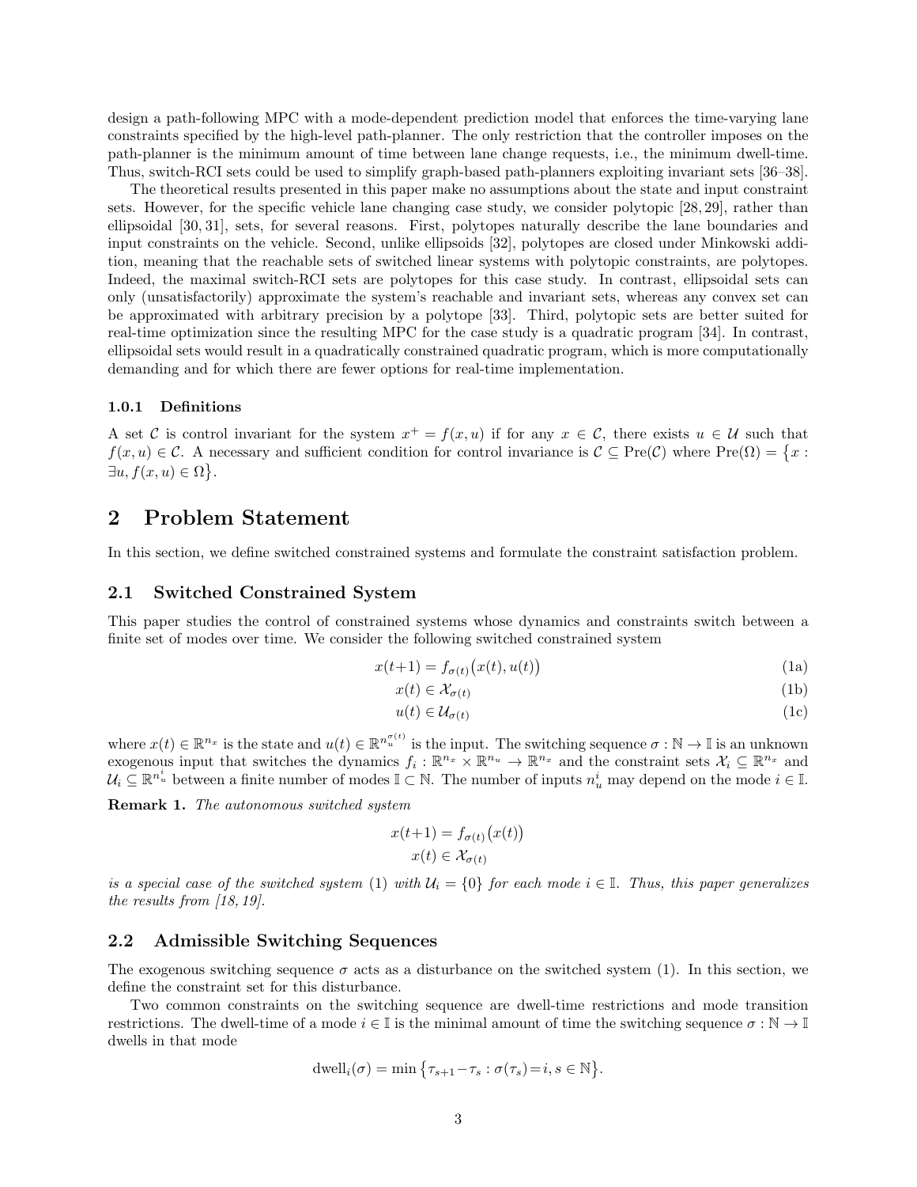design a path-following MPC with a mode-dependent prediction model that enforces the time-varying lane constraints specified by the high-level path-planner. The only restriction that the controller imposes on the path-planner is the minimum amount of time between lane change requests, i.e., the minimum dwell-time. Thus, switch-RCI sets could be used to simplify graph-based path-planners exploiting invariant sets [36–38].

The theoretical results presented in this paper make no assumptions about the state and input constraint sets. However, for the specific vehicle lane changing case study, we consider polytopic [28, 29], rather than ellipsoidal [30, 31], sets, for several reasons. First, polytopes naturally describe the lane boundaries and input constraints on the vehicle. Second, unlike ellipsoids [32], polytopes are closed under Minkowski addition, meaning that the reachable sets of switched linear systems with polytopic constraints, are polytopes. Indeed, the maximal switch-RCI sets are polytopes for this case study. In contrast, ellipsoidal sets can only (unsatisfactorily) approximate the system's reachable and invariant sets, whereas any convex set can be approximated with arbitrary precision by a polytope [33]. Third, polytopic sets are better suited for real-time optimization since the resulting MPC for the case study is a quadratic program [34]. In contrast, ellipsoidal sets would result in a quadratically constrained quadratic program, which is more computationally demanding and for which there are fewer options for real-time implementation.

#### 1.0.1 Definitions

A set $\mathcal{C}$ is control invariant for the system $x^+ = f(x, u)$ if for any $x \in \mathcal{C}$, there exists $u \in \mathcal{U}$ such that $f(x, u) \in \mathcal{C}$. A necessary and sufficient condition for control invariance is $\mathcal{C} \subseteq \text{Pre}(\mathcal{C})$ where $\text{Pre}(\Omega) = \{x : \exists u, f(x, u) \in \Omega\}$.

## 2 Problem Statement

In this section, we define switched constrained systems and formulate the constraint satisfaction problem.

### 2.1 Switched Constrained System

This paper studies the control of constrained systems whose dynamics and constraints switch between a finite set of modes over time. We consider the following switched constrained system

$$x(t+1) = f_{\sigma(t)}\big(x(t), u(t)\big) \tag{1a}$$

$$x(t) \in \mathcal{X}_{\sigma(t)} \tag{1b}$$

$$u(t) \in \mathcal{U}_{\sigma(t)} \tag{1c}$$

where $x(t) \in \mathbb{R}^{n_x}$ is the state and $u(t) \in \mathbb{R}^{n_u^{\sigma(t)}}$ is the input. The switching sequence $\sigma : \mathbb{N} \to \mathbb{I}$ is an unknown exogenous input that switches the dynamics $f_i : \mathbb{R}^{n_x} \times \mathbb{R}^{n_u} \to \mathbb{R}^{n_x}$ and the constraint sets $\mathcal{X}_i \subseteq \mathbb{R}^{n_x}$ and $\mathcal{U}_i \subseteq \mathbb{R}^{n_u^i}$ between a finite number of modes $\mathbb{I} \subset \mathbb{N}$. The number of inputs $n_u^i$ may depend on the mode $i \in \mathbb{I}$.

**Remark 1.** *The autonomous switched system*

$$x(t+1) = f_{\sigma(t)}\big(x(t)\big)$$
$$x(t) \in \mathcal{X}_{\sigma(t)}$$

*is a special case of the switched system* (1) *with $\mathcal{U}_i = \{0\}$ for each mode $i \in \mathbb{I}$. Thus, this paper generalizes the results from [18, 19].*

### 2.2 Admissible Switching Sequences

The exogenous switching sequence $\sigma$ acts as a disturbance on the switched system (1). In this section, we define the constraint set for this disturbance.

Two common constraints on the switching sequence are dwell-time restrictions and mode transition restrictions. The dwell-time of a mode $i \in \mathbb{I}$ is the minimal amount of time the switching sequence $\sigma : \mathbb{N} \to \mathbb{I}$ dwells in that mode

$$\text{dwell}_i(\sigma) = \min\big\{\tau_{s+1} - \tau_s : \sigma(\tau_s) = i, s \in \mathbb{N}\big\}.$$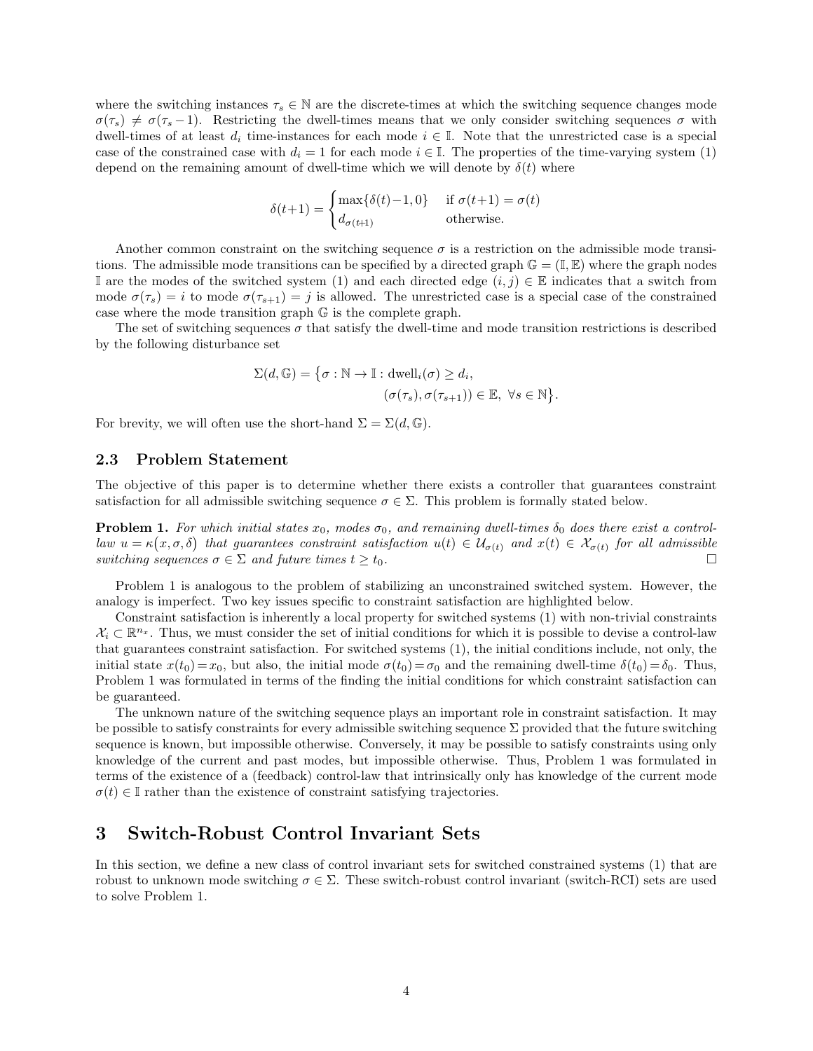where the switching instances $\tau_s \in \mathbb{N}$ are the discrete-times at which the switching sequence changes mode $\sigma(\tau_s) \neq \sigma(\tau_s - 1)$. Restricting the dwell-times means that we only consider switching sequences $\sigma$ with dwell-times of at least $d_i$ time-instances for each mode $i \in \mathbb{I}$. Note that the unrestricted case is a special case of the constrained case with $d_i = 1$ for each mode $i \in \mathbb{I}$. The properties of the time-varying system (1) depend on the remaining amount of dwell-time which we will denote by $\delta(t)$ where

$$\delta(t+1) = \begin{cases} \max\{\delta(t) - 1, 0\} & \text{if } \sigma(t+1) = \sigma(t) \\ d_{\sigma(t+1)} & \text{otherwise.} \end{cases}$$

Another common constraint on the switching sequence $\sigma$ is a restriction on the admissible mode transitions. The admissible mode transitions can be specified by a directed graph $\mathbb{G} = (\mathbb{I}, \mathbb{E})$ where the graph nodes $\mathbb{I}$ are the modes of the switched system (1) and each directed edge $(i, j) \in \mathbb{E}$ indicates that a switch from mode $\sigma(\tau_s) = i$ to mode $\sigma(\tau_{s+1}) = j$ is allowed. The unrestricted case is a special case of the constrained case where the mode transition graph $\mathbb{G}$ is the complete graph.

The set of switching sequences $\sigma$ that satisfy the dwell-time and mode transition restrictions is described by the following disturbance set

$$\begin{aligned} \Sigma(d, \mathbb{G}) = \big\{ \sigma : \mathbb{N} \to \mathbb{I} : \; & \text{dwell}_i(\sigma) \geq d_i, \\ & (\sigma(\tau_s), \sigma(\tau_{s+1})) \in \mathbb{E}, \; \forall s \in \mathbb{N} \big\}. \end{aligned}$$

For brevity, we will often use the short-hand $\Sigma = \Sigma(d, \mathbb{G})$.

### 2.3 Problem Statement

The objective of this paper is to determine whether there exists a controller that guarantees constraint satisfaction for all admissible switching sequence $\sigma \in \Sigma$. This problem is formally stated below.

**Problem 1.** *For which initial states $x_0$, modes $\sigma_0$, and remaining dwell-times $\delta_0$ does there exist a control-law $u = \kappa\big(x, \sigma, \delta\big)$ that guarantees constraint satisfaction $u(t) \in \mathcal{U}_{\sigma(t)}$ and $x(t) \in \mathcal{X}_{\sigma(t)}$ for all admissible switching sequences $\sigma \in \Sigma$ and future times $t \geq t_0$.* □

Problem 1 is analogous to the problem of stabilizing an unconstrained switched system. However, the analogy is imperfect. Two key issues specific to constraint satisfaction are highlighted below.

Constraint satisfaction is inherently a local property for switched systems (1) with non-trivial constraints $\mathcal{X}_i \subset \mathbb{R}^{n_x}$. Thus, we must consider the set of initial conditions for which it is possible to devise a control-law that guarantees constraint satisfaction. For switched systems (1), the initial conditions include, not only, the initial state $x(t_0) = x_0$, but also, the initial mode $\sigma(t_0) = \sigma_0$ and the remaining dwell-time $\delta(t_0) = \delta_0$. Thus, Problem 1 was formulated in terms of the finding the initial conditions for which constraint satisfaction can be guaranteed.

The unknown nature of the switching sequence plays an important role in constraint satisfaction. It may be possible to satisfy constraints for every admissible switching sequence $\Sigma$ provided that the future switching sequence is known, but impossible otherwise. Conversely, it may be possible to satisfy constraints using only knowledge of the current and past modes, but impossible otherwise. Thus, Problem 1 was formulated in terms of the existence of a (feedback) control-law that intrinsically only has knowledge of the current mode $\sigma(t) \in \mathbb{I}$ rather than the existence of constraint satisfying trajectories.

## 3 Switch-Robust Control Invariant Sets

In this section, we define a new class of control invariant sets for switched constrained systems (1) that are robust to unknown mode switching $\sigma \in \Sigma$. These switch-robust control invariant (switch-RCI) sets are used to solve Problem 1.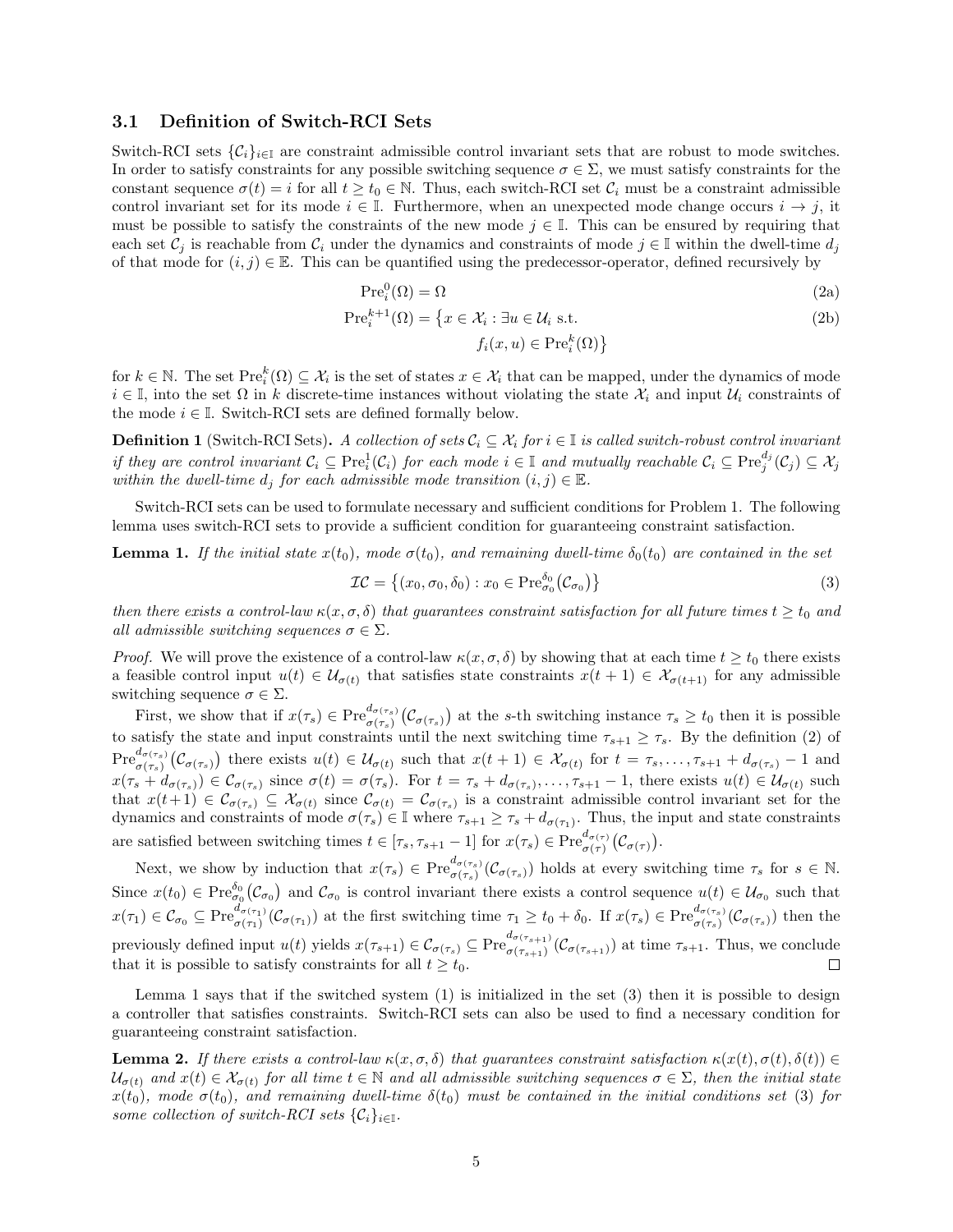### 3.1 Definition of Switch-RCI Sets

Switch-RCI sets $\{\mathcal{C}_i\}_{i\in\mathbb{I}}$ are constraint admissible control invariant sets that are robust to mode switches. In order to satisfy constraints for any possible switching sequence $\sigma \in \Sigma$, we must satisfy constraints for the constant sequence $\sigma(t) = i$ for all $t \geq t_0 \in \mathbb{N}$. Thus, each switch-RCI set $\mathcal{C}_i$ must be a constraint admissible control invariant set for its mode $i \in \mathbb{I}$. Furthermore, when an unexpected mode change occurs $i \to j$, it must be possible to satisfy the constraints of the new mode $j \in \mathbb{I}$. This can be ensured by requiring that each set $\mathcal{C}_j$ is reachable from $\mathcal{C}_i$ under the dynamics and constraints of mode $j \in \mathbb{I}$ within the dwell-time $d_j$ of that mode for $(i,j) \in \mathbb{E}$. This can be quantified using the predecessor-operator, defined recursively by

$$\mathrm{Pre}_i^0(\Omega) = \Omega \tag{2a}$$

$$\mathrm{Pre}_i^{k+1}(\Omega) = \big\{x \in \mathcal{X}_i : \exists u \in \mathcal{U}_i \text{ s.t. } f_i(x,u) \in \mathrm{Pre}_i^k(\Omega)\big\} \tag{2b}$$

for $k \in \mathbb{N}$. The set $\mathrm{Pre}_i^k(\Omega) \subseteq \mathcal{X}_i$ is the set of states $x \in \mathcal{X}_i$ that can be mapped, under the dynamics of mode $i \in \mathbb{I}$, into the set $\Omega$ in $k$ discrete-time instances without violating the state $\mathcal{X}_i$ and input $\mathcal{U}_i$ constraints of the mode $i \in \mathbb{I}$. Switch-RCI sets are defined formally below.

**Definition 1** (Switch-RCI Sets)**.** *A collection of sets $\mathcal{C}_i \subseteq \mathcal{X}_i$ for $i \in \mathbb{I}$ is called switch-robust control invariant if they are control invariant $\mathcal{C}_i \subseteq \mathrm{Pre}_i^1(\mathcal{C}_i)$ for each mode $i \in \mathbb{I}$ and mutually reachable $\mathcal{C}_i \subseteq \mathrm{Pre}_j^{d_j}(\mathcal{C}_j) \subseteq \mathcal{X}_j$ within the dwell-time $d_j$ for each admissible mode transition $(i,j) \in \mathbb{E}$.*

Switch-RCI sets can be used to formulate necessary and sufficient conditions for Problem 1. The following lemma uses switch-RCI sets to provide a sufficient condition for guaranteeing constraint satisfaction.

**Lemma 1.** *If the initial state $x(t_0)$, mode $\sigma(t_0)$, and remaining dwell-time $\delta_0(t_0)$ are contained in the set*

$$\mathcal{IC} = \big\{(x_0, \sigma_0, \delta_0) : x_0 \in \mathrm{Pre}_{\sigma_0}^{\delta_0}\big(\mathcal{C}_{\sigma_0}\big)\big\} \tag{3}$$

*then there exists a control-law $\kappa(x, \sigma, \delta)$ that guarantees constraint satisfaction for all future times $t \geq t_0$ and all admissible switching sequences $\sigma \in \Sigma$.*

*Proof.* We will prove the existence of a control-law $\kappa(x, \sigma, \delta)$ by showing that at each time $t \geq t_0$ there exists a feasible control input $u(t) \in \mathcal{U}_{\sigma(t)}$ that satisfies state constraints $x(t+1) \in \mathcal{X}_{\sigma(t+1)}$ for any admissible switching sequence $\sigma \in \Sigma$.

First, we show that if $x(\tau_s) \in \mathrm{Pre}_{\sigma(\tau_s)}^{d_{\sigma(\tau_s)}}\big(\mathcal{C}_{\sigma(\tau_s)}\big)$ at the $s$-th switching instance $\tau_s \geq t_0$ then it is possible to satisfy the state and input constraints until the next switching time $\tau_{s+1} \geq \tau_s$. By the definition (2) of $\mathrm{Pre}_{\sigma(\tau_s)}^{d_{\sigma(\tau_s)}}\big(\mathcal{C}_{\sigma(\tau_s)}\big)$ there exists $u(t) \in \mathcal{U}_{\sigma(t)}$ such that $x(t+1) \in \mathcal{X}_{\sigma(t)}$ for $t = \tau_s, \dots, \tau_{s+1} + d_{\sigma(\tau_s)} - 1$ and $x(\tau_s + d_{\sigma(\tau_s)}) \in \mathcal{C}_{\sigma(\tau_s)}$ since $\sigma(t) = \sigma(\tau_s)$. For $t = \tau_s + d_{\sigma(\tau_s)}, \dots, \tau_{s+1} - 1$, there exists $u(t) \in \mathcal{U}_{\sigma(t)}$ such that $x(t+1) \in \mathcal{C}_{\sigma(\tau_s)} \subseteq \mathcal{X}_{\sigma(t)}$ since $\mathcal{C}_{\sigma(t)} = \mathcal{C}_{\sigma(\tau_s)}$ is a constraint admissible control invariant set for the dynamics and constraints of mode $\sigma(\tau_s) \in \mathbb{I}$ where $\tau_{s+1} \geq \tau_s + d_{\sigma(\tau_1)}$. Thus, the input and state constraints are satisfied between switching times $t \in [\tau_s, \tau_{s+1} - 1]$ for $x(\tau_s) \in \mathrm{Pre}_{\sigma(\tau)}^{d_{\sigma(\tau)}}\big(\mathcal{C}_{\sigma(\tau)}\big)$.

Next, we show by induction that $x(\tau_s) \in \mathrm{Pre}_{\sigma(\tau_s)}^{d_{\sigma(\tau_s)}}(\mathcal{C}_{\sigma(\tau_s)})$ holds at every switching time $\tau_s$ for $s \in \mathbb{N}$. Since $x(t_0) \in \mathrm{Pre}_{\sigma_0}^{\delta_0}\big(\mathcal{C}_{\sigma_0}\big)$ and $\mathcal{C}_{\sigma_0}$ is control invariant there exists a control sequence $u(t) \in \mathcal{U}_{\sigma_0}$ such that $x(\tau_1) \in \mathcal{C}_{\sigma_0} \subseteq \mathrm{Pre}_{\sigma(\tau_1)}^{d_{\sigma(\tau_1)}}(\mathcal{C}_{\sigma(\tau_1)})$ at the first switching time $\tau_1 \geq t_0 + \delta_0$. If $x(\tau_s) \in \mathrm{Pre}_{\sigma(\tau_s)}^{d_{\sigma(\tau_s)}}(\mathcal{C}_{\sigma(\tau_s)})$ then the previously defined input $u(t)$ yields $x(\tau_{s+1}) \in \mathcal{C}_{\sigma(\tau_s)} \subseteq \mathrm{Pre}_{\sigma(\tau_{s+1})}^{d_{\sigma(\tau_{s+1})}}(\mathcal{C}_{\sigma(\tau_{s+1})})$ at time $\tau_{s+1}$. Thus, we conclude that it is possible to satisfy constraints for all $t \geq t_0$. $\square$

Lemma 1 says that if the switched system (1) is initialized in the set (3) then it is possible to design a controller that satisfies constraints. Switch-RCI sets can also be used to find a necessary condition for guaranteeing constraint satisfaction.

**Lemma 2.** *If there exists a control-law $\kappa(x, \sigma, \delta)$ that guarantees constraint satisfaction $\kappa(x(t), \sigma(t), \delta(t)) \in \mathcal{U}_{\sigma(t)}$ and $x(t) \in \mathcal{X}_{\sigma(t)}$ for all time $t \in \mathbb{N}$ and all admissible switching sequences $\sigma \in \Sigma$, then the initial state $x(t_0)$, mode $\sigma(t_0)$, and remaining dwell-time $\delta(t_0)$ must be contained in the initial conditions set (3) for some collection of switch-RCI sets $\{\mathcal{C}_i\}_{i\in\mathbb{I}}$.*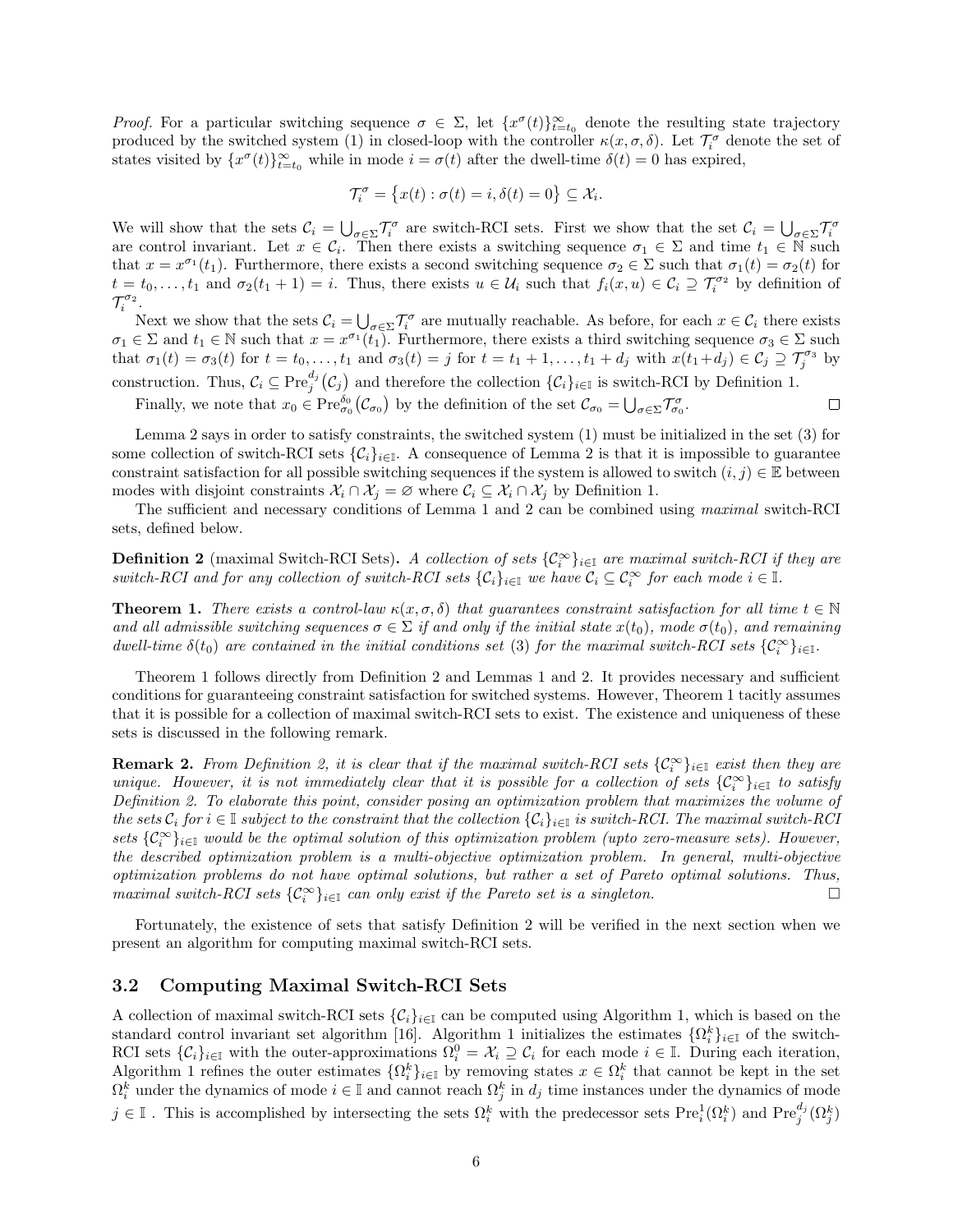*Proof.* For a particular switching sequence $\sigma \in \Sigma$, let $\{x^\sigma(t)\}_{t=t_0}^\infty$ denote the resulting state trajectory produced by the switched system (1) in closed-loop with the controller $\kappa(x,\sigma,\delta)$. Let $\mathcal{T}_i^\sigma$ denote the set of states visited by $\{x^\sigma(t)\}_{t=t_0}^\infty$ while in mode $i = \sigma(t)$ after the dwell-time $\delta(t) = 0$ has expired,

$$\mathcal{T}_i^\sigma = \{x(t) : \sigma(t) = i, \delta(t) = 0\} \subseteq \mathcal{X}_i.$$

We will show that the sets $\mathcal{C}_i = \bigcup_{\sigma \in \Sigma} \mathcal{T}_i^\sigma$ are switch-RCI sets. First we show that the set $\mathcal{C}_i = \bigcup_{\sigma\in\Sigma} \mathcal{T}_i^\sigma$ are control invariant. Let $x \in \mathcal{C}_i$. Then there exists a switching sequence $\sigma_1 \in \Sigma$ and time $t_1 \in \mathbb{N}$ such that $x = x^{\sigma_1}(t_1)$. Furthermore, there exists a second switching sequence $\sigma_2 \in \Sigma$ such that $\sigma_1(t) = \sigma_2(t)$ for $t = t_0, \dots, t_1$ and $\sigma_2(t_1 + 1) = i$. Thus, there exists $u \in \mathcal{U}_i$ such that $f_i(x, u) \in \mathcal{C}_i \supseteq \mathcal{T}_i^{\sigma_2}$ by definition of $\mathcal{T}_i^{\sigma_2}$.

Next we show that the sets $\mathcal{C}_i = \bigcup_{\sigma\in\Sigma} \mathcal{T}_i^\sigma$ are mutually reachable. As before, for each $x \in \mathcal{C}_i$ there exists $\sigma_1 \in \Sigma$ and $t_1 \in \mathbb{N}$ such that $x = x^{\sigma_1}(t_1)$. Furthermore, there exists a third switching sequence $\sigma_3 \in \Sigma$ such that $\sigma_1(t) = \sigma_3(t)$ for $t = t_0, \dots, t_1$ and $\sigma_3(t) = j$ for $t = t_1 + 1, \dots, t_1 + d_j$ with $x(t_1 + d_j) \in \mathcal{C}_j \supseteq \mathcal{T}_j^{\sigma_3}$ by construction. Thus, $\mathcal{C}_i \subseteq \mathrm{Pre}_j^{d_j}(\mathcal{C}_j)$ and therefore the collection $\{\mathcal{C}_i\}_{i\in\mathbb{I}}$ is switch-RCI by Definition 1.

Finally, we note that $x_0 \in \mathrm{Pre}_{\sigma_0}^{\delta_0}(\mathcal{C}_{\sigma_0})$ by the definition of the set $\mathcal{C}_{\sigma_0} = \bigcup_{\sigma\in\Sigma} \mathcal{T}_{\sigma_0}^\sigma$. □

Lemma 2 says in order to satisfy constraints, the switched system (1) must be initialized in the set (3) for some collection of switch-RCI sets $\{\mathcal{C}_i\}_{i\in\mathbb{I}}$. A consequence of Lemma 2 is that it is impossible to guarantee constraint satisfaction for all possible switching sequences if the system is allowed to switch $(i, j) \in \mathbb{E}$ between modes with disjoint constraints $\mathcal{X}_i \cap \mathcal{X}_j = \varnothing$ where $\mathcal{C}_i \subseteq \mathcal{X}_i \cap \mathcal{X}_j$ by Definition 1.

The sufficient and necessary conditions of Lemma 1 and 2 can be combined using *maximal* switch-RCI sets, defined below.

**Definition 2** (maximal Switch-RCI Sets)**.** *A collection of sets $\{\mathcal{C}_i^\infty\}_{i\in\mathbb{I}}$ are maximal switch-RCI if they are switch-RCI and for any collection of switch-RCI sets $\{\mathcal{C}_i\}_{i\in\mathbb{I}}$ we have $\mathcal{C}_i \subseteq \mathcal{C}_i^\infty$ for each mode $i \in \mathbb{I}$.*

**Theorem 1.** *There exists a control-law $\kappa(x, \sigma, \delta)$ that guarantees constraint satisfaction for all time $t \in \mathbb{N}$ and all admissible switching sequences $\sigma \in \Sigma$ if and only if the initial state $x(t_0)$, mode $\sigma(t_0)$, and remaining dwell-time $\delta(t_0)$ are contained in the initial conditions set (3) for the maximal switch-RCI sets $\{\mathcal{C}_i^\infty\}_{i\in\mathbb{I}}$.*

Theorem 1 follows directly from Definition 2 and Lemmas 1 and 2. It provides necessary and sufficient conditions for guaranteeing constraint satisfaction for switched systems. However, Theorem 1 tacitly assumes that it is possible for a collection of maximal switch-RCI sets to exist. The existence and uniqueness of these sets is discussed in the following remark.

**Remark 2.** *From Definition 2, it is clear that if the maximal switch-RCI sets $\{\mathcal{C}_i^\infty\}_{i\in\mathbb{I}}$ exist then they are unique. However, it is not immediately clear that it is possible for a collection of sets $\{\mathcal{C}_i^\infty\}_{i\in\mathbb{I}}$ to satisfy Definition 2. To elaborate this point, consider posing an optimization problem that maximizes the volume of the sets $\mathcal{C}_i$ for $i \in \mathbb{I}$ subject to the constraint that the collection $\{\mathcal{C}_i\}_{i\in\mathbb{I}}$ is switch-RCI. The maximal switch-RCI sets $\{\mathcal{C}_i^\infty\}_{i\in\mathbb{I}}$ would be the optimal solution of this optimization problem (upto zero-measure sets). However, the described optimization problem is a multi-objective optimization problem. In general, multi-objective optimization problems do not have optimal solutions, but rather a set of Pareto optimal solutions. Thus, maximal switch-RCI sets $\{\mathcal{C}_i^\infty\}_{i\in\mathbb{I}}$ can only exist if the Pareto set is a singleton.* □

Fortunately, the existence of sets that satisfy Definition 2 will be verified in the next section when we present an algorithm for computing maximal switch-RCI sets.

### 3.2 Computing Maximal Switch-RCI Sets

A collection of maximal switch-RCI sets $\{\mathcal{C}_i\}_{i\in\mathbb{I}}$ can be computed using Algorithm 1, which is based on the standard control invariant set algorithm [16]. Algorithm 1 initializes the estimates $\{\Omega_i^k\}_{i\in\mathbb{I}}$ of the switch-RCI sets $\{\mathcal{C}_i\}_{i\in\mathbb{I}}$ with the outer-approximations $\Omega_i^0 = \mathcal{X}_i \supseteq \mathcal{C}_i$ for each mode $i \in \mathbb{I}$. During each iteration, Algorithm 1 refines the outer estimates $\{\Omega_i^k\}_{i\in\mathbb{I}}$ by removing states $x \in \Omega_i^k$ that cannot be kept in the set $\Omega_i^k$ under the dynamics of mode $i \in \mathbb{I}$ and cannot reach $\Omega_j^k$ in $d_j$ time instances under the dynamics of mode $j \in \mathbb{I}$ . This is accomplished by intersecting the sets $\Omega_i^k$ with the predecessor sets $\mathrm{Pre}_i^1(\Omega_i^k)$ and $\mathrm{Pre}_j^{d_j}(\Omega_j^k)$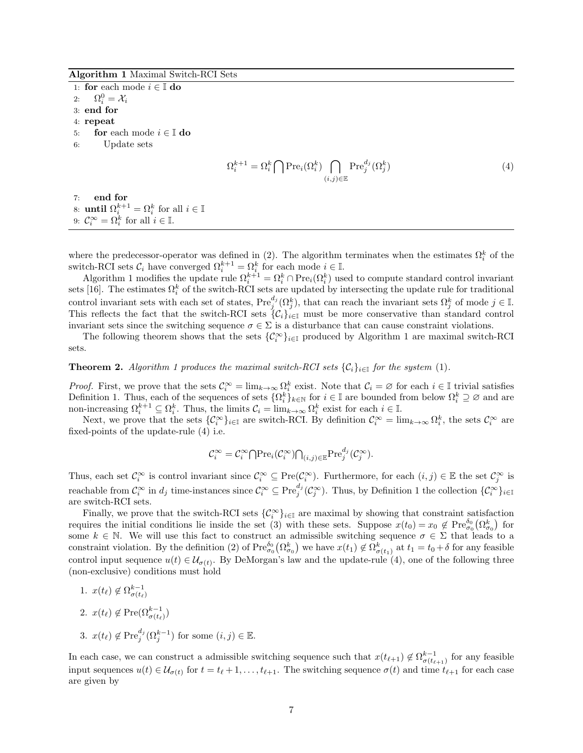**Algorithm 1** Maximal Switch-RCI Sets

```
1: for each mode i ∈ 𝕀 do
2:     Ω_i^0 = 𝒳_i
3: end for
4: repeat
5:     for each mode i ∈ 𝕀 do
6:         Update sets
```

$$\Omega_i^{k+1} = \Omega_i^k \bigcap \text{Pre}_i(\Omega_i^k) \bigcap_{(i,j)\in\mathbb{E}} \text{Pre}_j^{d_j}(\Omega_j^k) \tag{4}$$

```
7:     end for
8: until Ω_i^{k+1} = Ω_i^k for all i ∈ 𝕀
9: 𝒞_i^∞ = Ω_i^k for all i ∈ 𝕀.
```

where the predecessor-operator was defined in (2). The algorithm terminates when the estimates $\Omega_i^k$ of the switch-RCI sets $\mathcal{C}_i$ have converged $\Omega_i^{k+1} = \Omega_i^k$ for each mode $i \in \mathbb{I}$.

Algorithm 1 modifies the update rule $\Omega_i^{k+1} = \Omega_i^k \cap \text{Pre}_i(\Omega_i^k)$ used to compute standard control invariant sets [16]. The estimates $\Omega_i^k$ of the switch-RCI sets are updated by intersecting the update rule for traditional control invariant sets with each set of states, $\text{Pre}_j^{d_j}(\Omega_j^k)$, that can reach the invariant sets $\Omega_j^k$ of mode $j \in \mathbb{I}$. This reflects the fact that the switch-RCI sets $\{\mathcal{C}_i\}_{i\in\mathbb{I}}$ must be more conservative than standard control invariant sets since the switching sequence $\sigma \in \Sigma$ is a disturbance that can cause constraint violations.

The following theorem shows that the sets $\{\mathcal{C}_i^\infty\}_{i\in\mathbb{I}}$ produced by Algorithm 1 are maximal switch-RCI sets.

**Theorem 2.** *Algorithm 1 produces the maximal switch-RCI sets $\{\mathcal{C}_i\}_{i\in\mathbb{I}}$ for the system (1).*

*Proof.* First, we prove that the sets $\mathcal{C}_i^\infty = \lim_{k\to\infty} \Omega_i^k$ exist. Note that $\mathcal{C}_i = \varnothing$ for each $i \in \mathbb{I}$ trivial satisfies Definition 1. Thus, each of the sequences of sets $\{\Omega_i^k\}_{k\in\mathbb{N}}$ for $i \in \mathbb{I}$ are bounded from below $\Omega_i^k \supseteq \varnothing$ and are non-increasing $\Omega_i^{k+1} \subseteq \Omega_i^k$. Thus, the limits $\mathcal{C}_i = \lim_{k\to\infty} \Omega_i^k$ exist for each $i \in \mathbb{I}$.

Next, we prove that the sets $\{\mathcal{C}_i^\infty\}_{i\in\mathbb{I}}$ are switch-RCI. By definition $\mathcal{C}_i^\infty = \lim_{k\to\infty} \Omega_i^k$, the sets $\mathcal{C}_i^\infty$ are fixed-points of the update-rule (4) i.e.

$$\mathcal{C}_i^\infty = \mathcal{C}_i^\infty \bigcap \text{Pre}_i(\mathcal{C}_i^\infty) \bigcap_{(i,j)\in\mathbb{E}} \text{Pre}_j^{d_j}(\mathcal{C}_j^\infty).$$

Thus, each set $\mathcal{C}_i^\infty$ is control invariant since $\mathcal{C}_i^\infty \subseteq \text{Pre}(\mathcal{C}_i^\infty)$. Furthermore, for each $(i,j) \in \mathbb{E}$ the set $\mathcal{C}_j^\infty$ is reachable from $\mathcal{C}_i^\infty$ in $d_j$ time-instances since $\mathcal{C}_i^\infty \subseteq \text{Pre}_j^{d_j}(\mathcal{C}_j^\infty)$. Thus, by Definition 1 the collection $\{\mathcal{C}_i^\infty\}_{i\in\mathbb{I}}$ are switch-RCI sets.

Finally, we prove that the switch-RCI sets $\{\mathcal{C}_i^\infty\}_{i\in\mathbb{I}}$ are maximal by showing that constraint satisfaction requires the initial conditions lie inside the set (3) with these sets. Suppose $x(t_0) = x_0 \notin \text{Pre}_{\sigma_0}^{\delta_0}(\Omega_{\sigma_0}^k)$ for some $k \in \mathbb{N}$. We will use this fact to construct an admissible switching sequence $\sigma \in \Sigma$ that leads to a constraint violation. By the definition (2) of $\text{Pre}_{\sigma_0}^{\delta_0}(\Omega_{\sigma_0}^k)$ we have $x(t_1) \notin \Omega_{\sigma(t_1)}^k$ at $t_1 = t_0 + \delta$ for any feasible control input sequence $u(t) \in \mathcal{U}_{\sigma(t)}$. By DeMorgan's law and the update-rule (4), one of the following three (non-exclusive) conditions must hold

1. $x(t_\ell) \notin \Omega_{\sigma(t_\ell)}^{k-1}$
2. $x(t_\ell) \notin \text{Pre}(\Omega_{\sigma(t_\ell)}^{k-1})$
3. $x(t_\ell) \notin \text{Pre}_j^{d_j}(\Omega_j^{k-1})$ for some $(i,j) \in \mathbb{E}$.

In each case, we can construct a admissible switching sequence such that $x(t_{\ell+1}) \notin \Omega_{\sigma(t_{\ell+1})}^{k-1}$ for any feasible input sequences $u(t) \in \mathcal{U}_{\sigma(t)}$ for $t = t_\ell + 1, \ldots, t_{\ell+1}$. The switching sequence $\sigma(t)$ and time $t_{\ell+1}$ for each case are given by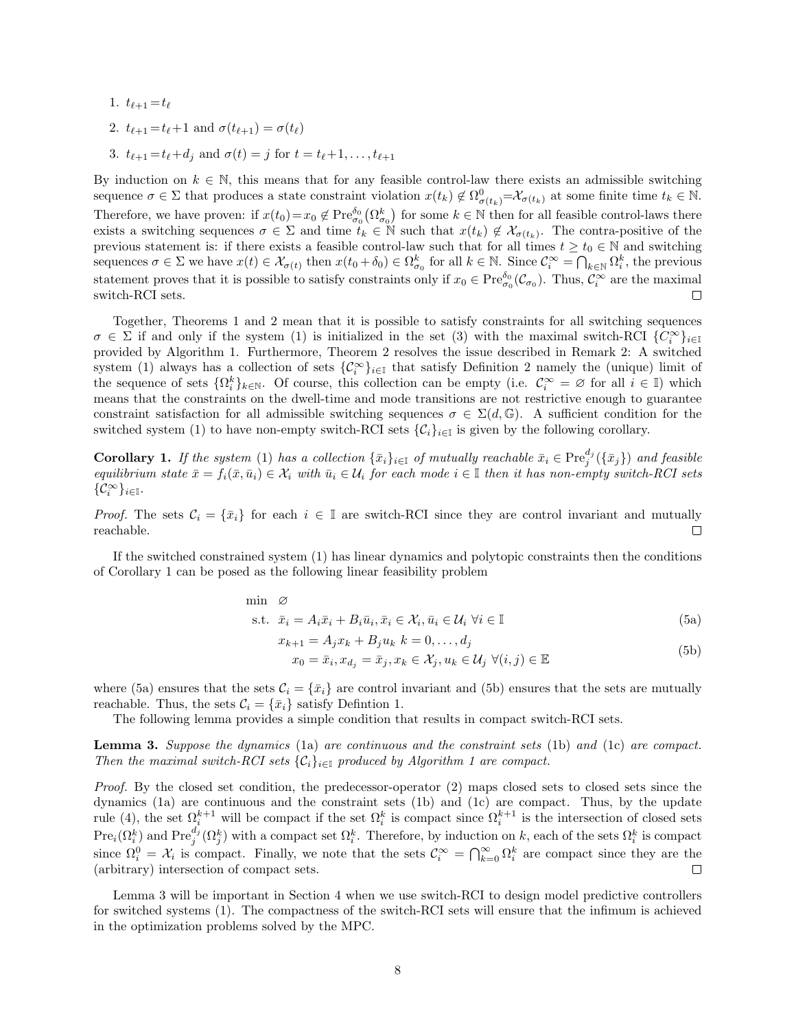1. $t_{\ell+1} = t_\ell$
2. $t_{\ell+1} = t_\ell + 1$ and $\sigma(t_{\ell+1}) = \sigma(t_\ell)$
3. $t_{\ell+1} = t_\ell + d_j$ and $\sigma(t) = j$ for $t = t_\ell + 1, \dots, t_{\ell+1}$

By induction on $k \in \mathbb{N}$, this means that for any feasible control-law there exists an admissible switching sequence $\sigma \in \Sigma$ that produces a state constraint violation $x(t_k) \notin \Omega^0_{\sigma(t_k)} = \mathcal{X}_{\sigma(t_k)}$ at some finite time $t_k \in \mathbb{N}$. Therefore, we have proven: if $x(t_0) = x_0 \notin \mathrm{Pre}^{\delta_0}_{\sigma_0}\big(\Omega^k_{\sigma_0}\big)$ for some $k \in \mathbb{N}$ then for all feasible control-laws there exists a switching sequences $\sigma \in \Sigma$ and time $t_k \in \mathbb{N}$ such that $x(t_k) \notin \mathcal{X}_{\sigma(t_k)}$. The contra-positive of the previous statement is: if there exists a feasible control-law such that for all times $t \geq t_0 \in \mathbb{N}$ and switching sequences $\sigma \in \Sigma$ we have $x(t) \in \mathcal{X}_{\sigma(t)}$ then $x(t_0 + \delta_0) \in \Omega^k_{\sigma_0}$ for all $k \in \mathbb{N}$. Since $\mathcal{C}^\infty_i = \bigcap_{k \in \mathbb{N}} \Omega^k_i$, the previous statement proves that it is possible to satisfy constraints only if $x_0 \in \mathrm{Pre}^{\delta_0}_{\sigma_0}(\mathcal{C}_{\sigma_0})$. Thus, $\mathcal{C}^\infty_i$ are the maximal switch-RCI sets. $\square$

Together, Theorems 1 and 2 mean that it is possible to satisfy constraints for all switching sequences $\sigma \in \Sigma$ if and only if the system (1) is initialized in the set (3) with the maximal switch-RCI $\{C^\infty_i\}_{i \in \mathbb{I}}$ provided by Algorithm 1. Furthermore, Theorem 2 resolves the issue described in Remark 2: A switched system (1) always has a collection of sets $\{\mathcal{C}^\infty_i\}_{i \in \mathbb{I}}$ that satisfy Definition 2 namely the (unique) limit of the sequence of sets $\{\Omega^k_i\}_{k \in \mathbb{N}}$. Of course, this collection can be empty (i.e. $\mathcal{C}^\infty_i = \varnothing$ for all $i \in \mathbb{I}$) which means that the constraints on the dwell-time and mode transitions are not restrictive enough to guarantee constraint satisfaction for all admissible switching sequences $\sigma \in \Sigma(d, \mathbb{G})$. A sufficient condition for the switched system (1) to have non-empty switch-RCI sets $\{\mathcal{C}_i\}_{i \in \mathbb{I}}$ is given by the following corollary.

**Corollary 1.** *If the system* (1) *has a collection $\{\bar{x}_i\}_{i \in \mathbb{I}}$ of mutually reachable $\bar{x}_i \in \mathrm{Pre}^{d_j}_j(\{\bar{x}_j\})$ and feasible equilibrium state $\bar{x} = f_i(\bar{x}, \bar{u}_i) \in \mathcal{X}_i$ with $\bar{u}_i \in \mathcal{U}_i$ for each mode $i \in \mathbb{I}$ then it has non-empty switch-RCI sets $\{\mathcal{C}^\infty_i\}_{i \in \mathbb{I}}$.*

*Proof.* The sets $\mathcal{C}_i = \{\bar{x}_i\}$ for each $i \in \mathbb{I}$ are switch-RCI since they are control invariant and mutually reachable. $\square$

If the switched constrained system (1) has linear dynamics and polytopic constraints then the conditions of Corollary 1 can be posed as the following linear feasibility problem

$$
\begin{aligned}
\min \quad & \varnothing \\
\text{s.t.} \quad & \bar{x}_i = A_i \bar{x}_i + B_i \bar{u}_i, \bar{x}_i \in \mathcal{X}_i, \bar{u}_i \in \mathcal{U}_i \ \forall i \in \mathbb{I} && \text{(5a)} \\
& x_{k+1} = A_j x_k + B_j u_k \ \ k = 0, \dots, d_j \\
& \quad x_0 = \bar{x}_i, x_{d_j} = \bar{x}_j, x_k \in \mathcal{X}_j, u_k \in \mathcal{U}_j \ \forall (i,j) \in \mathbb{E} && \text{(5b)}
\end{aligned}
$$

where (5a) ensures that the sets $\mathcal{C}_i = \{\bar{x}_i\}$ are control invariant and (5b) ensures that the sets are mutually reachable. Thus, the sets $\mathcal{C}_i = \{\bar{x}_i\}$ satisfy Defintion 1.

The following lemma provides a simple condition that results in compact switch-RCI sets.

**Lemma 3.** *Suppose the dynamics* (1a) *are continuous and the constraint sets* (1b) *and* (1c) *are compact. Then the maximal switch-RCI sets $\{\mathcal{C}_i\}_{i \in \mathbb{I}}$ produced by Algorithm 1 are compact.*

*Proof.* By the closed set condition, the predecessor-operator (2) maps closed sets to closed sets since the dynamics (1a) are continuous and the constraint sets (1b) and (1c) are compact. Thus, by the update rule (4), the set $\Omega^{k+1}_i$ will be compact if the set $\Omega^k_i$ is compact since $\Omega^{k+1}_i$ is the intersection of closed sets $\mathrm{Pre}_i(\Omega^k_i)$ and $\mathrm{Pre}^{d_j}_j(\Omega^k_j)$ with a compact set $\Omega^k_i$. Therefore, by induction on $k$, each of the sets $\Omega^k_i$ is compact since $\Omega^0_i = \mathcal{X}_i$ is compact. Finally, we note that the sets $\mathcal{C}^\infty_i = \bigcap_{k=0}^\infty \Omega^k_i$ are compact since they are the (arbitrary) intersection of compact sets. $\square$

Lemma 3 will be important in Section 4 when we use switch-RCI to design model predictive controllers for switched systems (1). The compactness of the switch-RCI sets will ensure that the infimum is achieved in the optimization problems solved by the MPC.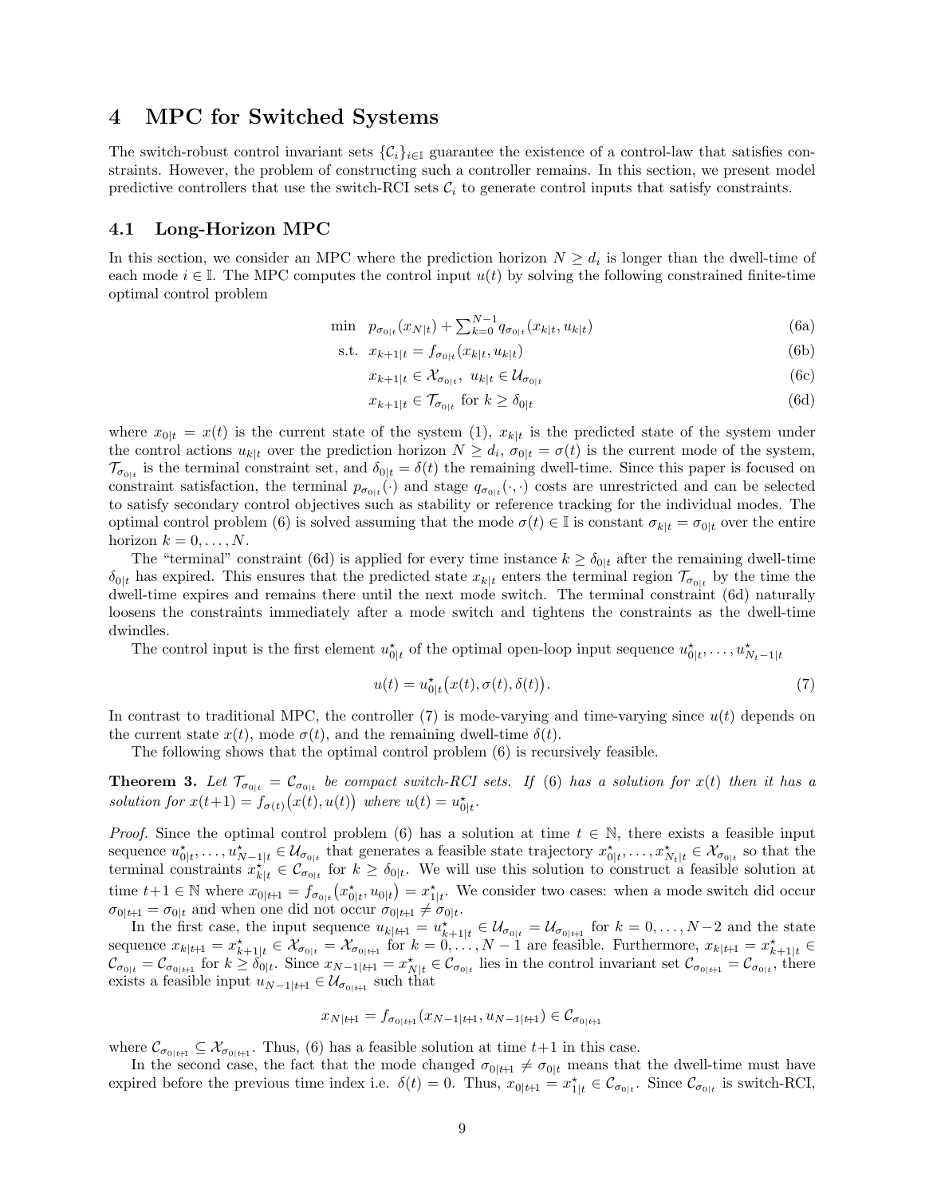## 4 MPC for Switched Systems

The switch-robust control invariant sets $\{\mathcal{C}_i\}_{i\in\mathbb{I}}$ guarantee the existence of a control-law that satisfies constraints. However, the problem of constructing such a controller remains. In this section, we present model predictive controllers that use the switch-RCI sets $\mathcal{C}_i$ to generate control inputs that satisfy constraints.

### 4.1 Long-Horizon MPC

In this section, we consider an MPC where the prediction horizon $N \geq d_i$ is longer than the dwell-time of each mode $i \in \mathbb{I}$. The MPC computes the control input $u(t)$ by solving the following constrained finite-time optimal control problem

$$\min \;\; p_{\sigma_{0|t}}(x_{N|t}) + \textstyle\sum_{k=0}^{N-1} q_{\sigma_{0|t}}(x_{k|t}, u_{k|t}) \tag{6a}$$

$$\text{s.t.} \;\; x_{k+1|t} = f_{\sigma_{0|t}}(x_{k|t}, u_{k|t}) \tag{6b}$$

$$x_{k+1|t} \in \mathcal{X}_{\sigma_{0|t}}, \;\; u_{k|t} \in \mathcal{U}_{\sigma_{0|t}} \tag{6c}$$

$$x_{k+1|t} \in \mathcal{T}_{\sigma_{0|t}} \text{ for } k \geq \delta_{0|t} \tag{6d}$$

where $x_{0|t} = x(t)$ is the current state of the system (1), $x_{k|t}$ is the predicted state of the system under the control actions $u_{k|t}$ over the prediction horizon $N \geq d_i$, $\sigma_{0|t} = \sigma(t)$ is the current mode of the system, $\mathcal{T}_{\sigma_{0|t}}$ is the terminal constraint set, and $\delta_{0|t} = \delta(t)$ the remaining dwell-time. Since this paper is focused on constraint satisfaction, the terminal $p_{\sigma_{0|t}}(\cdot)$ and stage $q_{\sigma_{0|t}}(\cdot,\cdot)$ costs are unrestricted and can be selected to satisfy secondary control objectives such as stability or reference tracking for the individual modes. The optimal control problem (6) is solved assuming that the mode $\sigma(t) \in \mathbb{I}$ is constant $\sigma_{k|t} = \sigma_{0|t}$ over the entire horizon $k = 0, \dots, N$.

The "terminal" constraint (6d) is applied for every time instance $k \geq \delta_{0|t}$ after the remaining dwell-time $\delta_{0|t}$ has expired. This ensures that the predicted state $x_{k|t}$ enters the terminal region $\mathcal{T}_{\sigma_{0|t}}$ by the time the dwell-time expires and remains there until the next mode switch. The terminal constraint (6d) naturally loosens the constraints immediately after a mode switch and tightens the constraints as the dwell-time dwindles.

The control input is the first element $u^\star_{0|t}$ of the optimal open-loop input sequence $u^\star_{0|t}, \dots, u^\star_{N_t-1|t}$

$$u(t) = u^\star_{0|t}\big(x(t), \sigma(t), \delta(t)\big). \tag{7}$$

In contrast to traditional MPC, the controller (7) is mode-varying and time-varying since $u(t)$ depends on the current state $x(t)$, mode $\sigma(t)$, and the remaining dwell-time $\delta(t)$.

The following shows that the optimal control problem (6) is recursively feasible.

**Theorem 3.** *Let $\mathcal{T}_{\sigma_{0|t}} = \mathcal{C}_{\sigma_{0|t}}$ be compact switch-RCI sets. If (6) has a solution for $x(t)$ then it has a solution for $x(t+1) = f_{\sigma(t)}\big(x(t), u(t)\big)$ where $u(t) = u^\star_{0|t}$.*

*Proof.* Since the optimal control problem (6) has a solution at time $t \in \mathbb{N}$, there exists a feasible input sequence $u^\star_{0|t}, \dots, u^\star_{N-1|t} \in \mathcal{U}_{\sigma_{0|t}}$ that generates a feasible state trajectory $x^\star_{0|t}, \dots, x^\star_{N_t|t} \in \mathcal{X}_{\sigma_{0|t}}$ so that the terminal constraints $x^\star_{k|t} \in \mathcal{C}_{\sigma_{0|t}}$ for $k \geq \delta_{0|t}$. We will use this solution to construct a feasible solution at time $t+1 \in \mathbb{N}$ where $x_{0|t+1} = f_{\sigma_{0|t}}\big(x^\star_{0|t}, u_{0|t}\big) = x^\star_{1|t}$. We consider two cases: when a mode switch did occur $\sigma_{0|t+1} = \sigma_{0|t}$ and when one did not occur $\sigma_{0|t+1} \neq \sigma_{0|t}$.

In the first case, the input sequence $u_{k|t+1} = u^\star_{k+1|t} \in \mathcal{U}_{\sigma_{0|t}} = \mathcal{U}_{\sigma_{0|t+1}}$ for $k = 0, \dots, N-2$ and the state sequence $x_{k|t+1} = x^\star_{k+1|t} \in \mathcal{X}_{\sigma_{0|t}} = \mathcal{X}_{\sigma_{0|t+1}}$ for $k = 0, \dots, N-1$ are feasible. Furthermore, $x_{k|t+1} = x^\star_{k+1|t} \in \mathcal{C}_{\sigma_{0|t}} = \mathcal{C}_{\sigma_{0|t+1}}$ for $k \geq \delta_{0|t}$. Since $x_{N-1|t+1} = x^\star_{N|t} \in \mathcal{C}_{\sigma_{0|t}}$ lies in the control invariant set $\mathcal{C}_{\sigma_{0|t+1}} = \mathcal{C}_{\sigma_{0|t}}$, there exists a feasible input $u_{N-1|t+1} \in \mathcal{U}_{\sigma_{0|t+1}}$ such that

$$x_{N|t+1} = f_{\sigma_{0|t+1}}(x_{N-1|t+1}, u_{N-1|t+1}) \in \mathcal{C}_{\sigma_{0|t+1}}$$

where $\mathcal{C}_{\sigma_{0|t+1}} \subseteq \mathcal{X}_{\sigma_{0|t+1}}$. Thus, (6) has a feasible solution at time $t+1$ in this case.

In the second case, the fact that the mode changed $\sigma_{0|t+1} \neq \sigma_{0|t}$ means that the dwell-time must have expired before the previous time index i.e. $\delta(t) = 0$. Thus, $x_{0|t+1} = x^\star_{1|t} \in \mathcal{C}_{\sigma_{0|t}}$. Since $\mathcal{C}_{\sigma_{0|t}}$ is switch-RCI,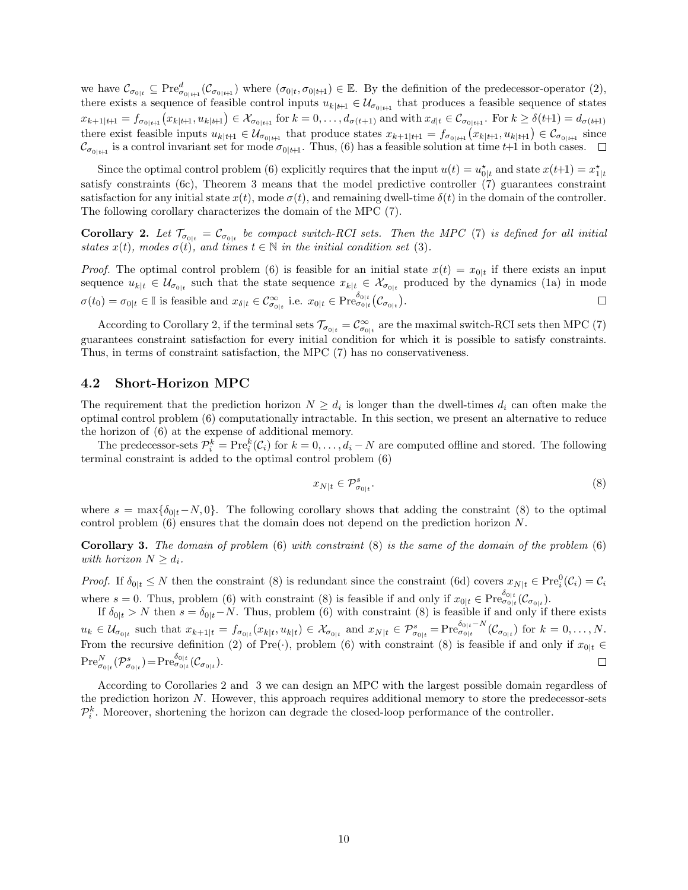we have $\mathcal{C}_{\sigma_{0|t}} \subseteq \text{Pre}^{d}_{\sigma_{0|t+1}}(\mathcal{C}_{\sigma_{0|t+1}})$ where $(\sigma_{0|t}, \sigma_{0|t+1}) \in \mathbb{E}$. By the definition of the predecessor-operator (2), there exists a sequence of feasible control inputs $u_{k|t+1} \in \mathcal{U}_{\sigma_{0|t+1}}$ that produces a feasible sequence of states $x_{k+1|t+1} = f_{\sigma_{0|t+1}}(x_{k|t+1}, u_{k|t+1}) \in \mathcal{X}_{\sigma_{0|t+1}}$ for $k = 0, \dots, d_{\sigma(t+1)}$ and with $x_{d|t} \in \mathcal{C}_{\sigma_{0|t+1}}$. For $k \geq \delta(t{+}1) = d_{\sigma(t+1)}$ there exist feasible inputs $u_{k|t+1} \in \mathcal{U}_{\sigma_{0|t+1}}$ that produce states $x_{k+1|t+1} = f_{\sigma_{0|t+1}}(x_{k|t+1}, u_{k|t+1}) \in \mathcal{C}_{\sigma_{0|t+1}}$ since $\mathcal{C}_{\sigma_{0|t+1}}$ is a control invariant set for mode $\sigma_{0|t+1}$. Thus, (6) has a feasible solution at time $t{+}1$ in both cases. $\square$

Since the optimal control problem (6) explicitly requires that the input $u(t) = u^{\star}_{0|t}$ and state $x(t{+}1) = x^{\star}_{1|t}$ satisfy constraints (6c), Theorem 3 means that the model predictive controller (7) guarantees constraint satisfaction for any initial state $x(t)$, mode $\sigma(t)$, and remaining dwell-time $\delta(t)$ in the domain of the controller. The following corollary characterizes the domain of the MPC (7).

**Corollary 2.** *Let $\mathcal{T}_{\sigma_{0|t}} = \mathcal{C}_{\sigma_{0|t}}$ be compact switch-RCI sets. Then the MPC* (7) *is defined for all initial states $x(t)$, modes $\sigma(t)$, and times $t \in \mathbb{N}$ in the initial condition set* (3)*.*

*Proof.* The optimal control problem (6) is feasible for an initial state $x(t) = x_{0|t}$ if there exists an input sequence $u_{k|t} \in \mathcal{U}_{\sigma_{0|t}}$ such that the state sequence $x_{k|t} \in \mathcal{X}_{\sigma_{0|t}}$ produced by the dynamics (1a) in mode $\sigma(t_0) = \sigma_{0|t} \in \mathbb{I}$ is feasible and $x_{\delta|t} \in \mathcal{C}^{\infty}_{\sigma_{0|t}}$ i.e. $x_{0|t} \in \text{Pre}^{\delta_{0|t}}_{\sigma_{0|t}}(\mathcal{C}_{\sigma_{0|t}})$. $\square$

According to Corollary 2, if the terminal sets $\mathcal{T}_{\sigma_{0|t}} = \mathcal{C}^{\infty}_{\sigma_{0|t}}$ are the maximal switch-RCI sets then MPC (7) guarantees constraint satisfaction for every initial condition for which it is possible to satisfy constraints. Thus, in terms of constraint satisfaction, the MPC (7) has no conservativeness.

### 4.2 Short-Horizon MPC

The requirement that the prediction horizon $N \geq d_i$ is longer than the dwell-times $d_i$ can often make the optimal control problem (6) computationally intractable. In this section, we present an alternative to reduce the horizon of (6) at the expense of additional memory.

The predecessor-sets $\mathcal{P}^k_i = \text{Pre}^k_i(\mathcal{C}_i)$ for $k = 0, \dots, d_i - N$ are computed offline and stored. The following terminal constraint is added to the optimal control problem (6)

$$x_{N|t} \in \mathcal{P}^{s}_{\sigma_{0|t}}. \tag{8}$$

where $s = \max\{\delta_{0|t} - N, 0\}$. The following corollary shows that adding the constraint (8) to the optimal control problem (6) ensures that the domain does not depend on the prediction horizon $N$.

**Corollary 3.** *The domain of problem* (6) *with constraint* (8) *is the same of the domain of the problem* (6) *with horizon $N \geq d_i$.*

*Proof.* If $\delta_{0|t} \leq N$ then the constraint (8) is redundant since the constraint (6d) covers $x_{N|t} \in \text{Pre}^0_i(\mathcal{C}_i) = \mathcal{C}_i$ where $s = 0$. Thus, problem (6) with constraint (8) is feasible if and only if $x_{0|t} \in \text{Pre}^{\delta_{0|t}}_{\sigma_{0|t}}(\mathcal{C}_{\sigma_{0|t}})$.

If $\delta_{0|t} > N$ then $s = \delta_{0|t} - N$. Thus, problem (6) with constraint (8) is feasible if and only if there exists $u_k \in \mathcal{U}_{\sigma_{0|t}}$ such that $x_{k+1|t} = f_{\sigma_{0|t}}(x_{k|t}, u_{k|t}) \in \mathcal{X}_{\sigma_{0|t}}$ and $x_{N|t} \in \mathcal{P}^s_{\sigma_{0|t}} = \text{Pre}^{\delta_{0|t} - N}_{\sigma_{0|t}}(\mathcal{C}_{\sigma_{0|t}})$ for $k = 0, \dots, N$. From the recursive definition (2) of $\text{Pre}(\cdot)$, problem (6) with constraint (8) is feasible if and only if $x_{0|t} \in \text{Pre}^N_{\sigma_{0|t}}(\mathcal{P}^s_{\sigma_{0|t}}) = \text{Pre}^{\delta_{0|t}}_{\sigma_{0|t}}(\mathcal{C}_{\sigma_{0|t}})$. $\square$

According to Corollaries 2 and 3 we can design an MPC with the largest possible domain regardless of the prediction horizon $N$. However, this approach requires additional memory to store the predecessor-sets $\mathcal{P}^k_i$. Moreover, shortening the horizon can degrade the closed-loop performance of the controller.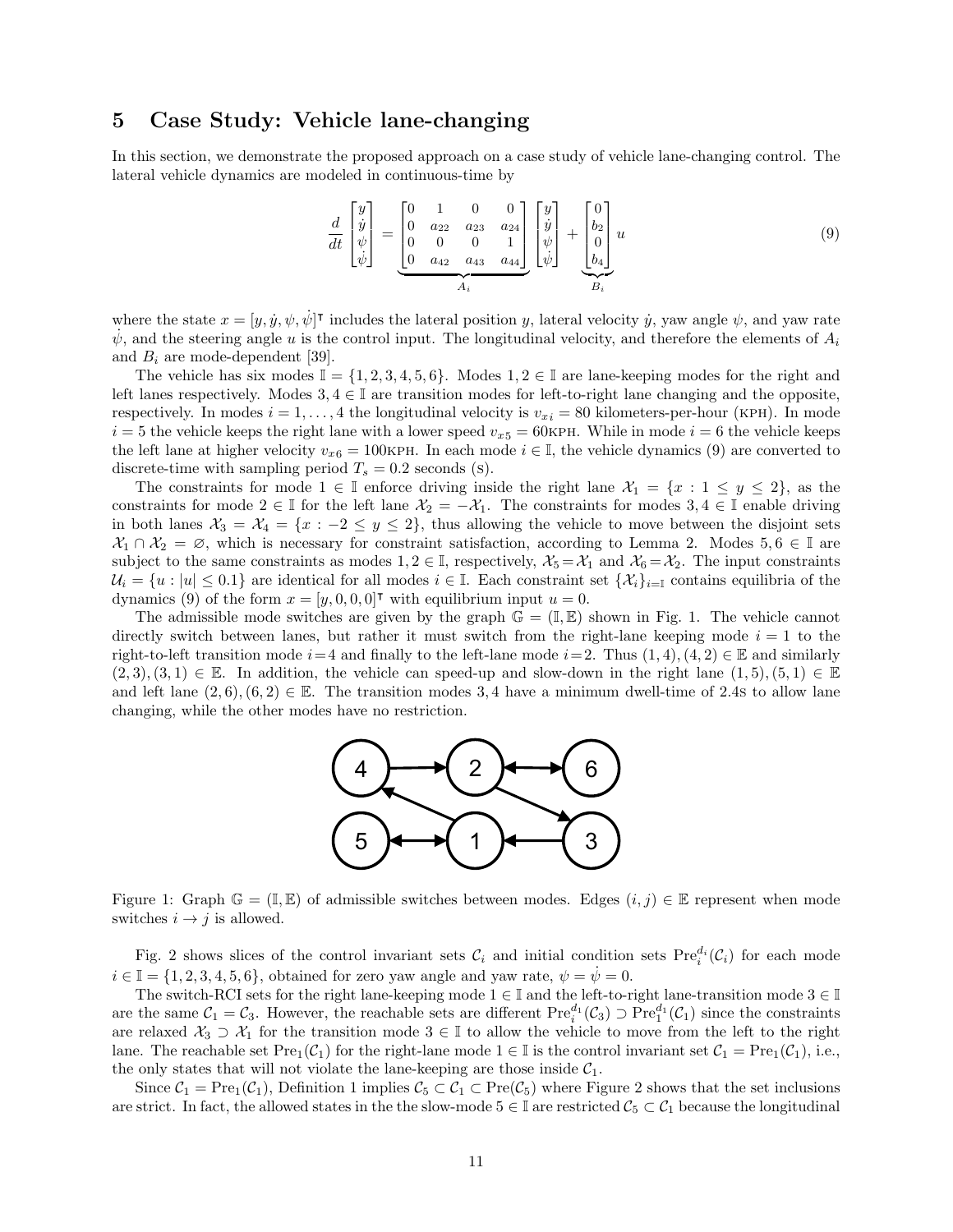## 5 Case Study: Vehicle lane-changing

In this section, we demonstrate the proposed approach on a case study of vehicle lane-changing control. The lateral vehicle dynamics are modeled in continuous-time by

$$
\frac{d}{dt}\begin{bmatrix} y \\ \dot{y} \\ \psi \\ \dot{\psi} \end{bmatrix} = \underbrace{\begin{bmatrix} 0 & 1 & 0 & 0 \\ 0 & a_{22} & a_{23} & a_{24} \\ 0 & 0 & 0 & 1 \\ 0 & a_{42} & a_{43} & a_{44} \end{bmatrix}}_{A_i} \begin{bmatrix} y \\ \dot{y} \\ \psi \\ \dot{\psi} \end{bmatrix} + \underbrace{\begin{bmatrix} 0 \\ b_2 \\ 0 \\ b_4 \end{bmatrix}}_{B_i} u \tag{9}
$$

where the state $x = [y, \dot{y}, \psi, \dot{\psi}]^\intercal$ includes the lateral position $y$, lateral velocity $\dot{y}$, yaw angle $\psi$, and yaw rate $\dot{\psi}$, and the steering angle $u$ is the control input. The longitudinal velocity, and therefore the elements of $A_i$ and $B_i$ are mode-dependent [39].

The vehicle has six modes $\mathbb{I} = \{1, 2, 3, 4, 5, 6\}$. Modes $1, 2 \in \mathbb{I}$ are lane-keeping modes for the right and left lanes respectively. Modes $3, 4 \in \mathbb{I}$ are transition modes for left-to-right lane changing and the opposite, respectively. In modes $i = 1, \ldots, 4$ the longitudinal velocity is $v_{xi} = 80$ kilometers-per-hour (KPH). In mode $i = 5$ the vehicle keeps the right lane with a lower speed $v_{x5} = 60$KPH. While in mode $i = 6$ the vehicle keeps the left lane at higher velocity $v_{x6} = 100$KPH. In each mode $i \in \mathbb{I}$, the vehicle dynamics (9) are converted to discrete-time with sampling period $T_s = 0.2$ seconds (S).

The constraints for mode $1 \in \mathbb{I}$ enforce driving inside the right lane $\mathcal{X}_1 = \{x : 1 \leq y \leq 2\}$, as the constraints for mode $2 \in \mathbb{I}$ for the left lane $\mathcal{X}_2 = -\mathcal{X}_1$. The constraints for modes $3, 4 \in \mathbb{I}$ enable driving in both lanes $\mathcal{X}_3 = \mathcal{X}_4 = \{x : -2 \leq y \leq 2\}$, thus allowing the vehicle to move between the disjoint sets $\mathcal{X}_1 \cap \mathcal{X}_2 = \varnothing$, which is necessary for constraint satisfaction, according to Lemma 2. Modes $5, 6 \in \mathbb{I}$ are subject to the same constraints as modes $1, 2 \in \mathbb{I}$, respectively, $\mathcal{X}_5 = \mathcal{X}_1$ and $\mathcal{X}_6 = \mathcal{X}_2$. The input constraints $\mathcal{U}_i = \{u : |u| \leq 0.1\}$ are identical for all modes $i \in \mathbb{I}$. Each constraint set $\{\mathcal{X}_i\}_{i=\mathbb{I}}$ contains equilibria of the dynamics (9) of the form $x = [y, 0, 0, 0]^\intercal$ with equilibrium input $u = 0$.

The admissible mode switches are given by the graph $\mathbb{G} = (\mathbb{I}, \mathbb{E})$ shown in Fig. 1. The vehicle cannot directly switch between lanes, but rather it must switch from the right-lane keeping mode $i = 1$ to the right-to-left transition mode $i = 4$ and finally to the left-lane mode $i = 2$. Thus $(1, 4), (4, 2) \in \mathbb{E}$ and similarly $(2, 3), (3, 1) \in \mathbb{E}$. In addition, the vehicle can speed-up and slow-down in the right lane $(1, 5), (5, 1) \in \mathbb{E}$ and left lane $(2, 6), (6, 2) \in \mathbb{E}$. The transition modes $3, 4$ have a minimum dwell-time of 2.4S to allow lane changing, while the other modes have no restriction.

Figure 1: Graph $\mathbb{G} = (\mathbb{I}, \mathbb{E})$ of admissible switches between modes. Edges $(i, j) \in \mathbb{E}$ represent when mode switches $i \to j$ is allowed.

Fig. 2 shows slices of the control invariant sets $\mathcal{C}_i$ and initial condition sets $\mathrm{Pre}_i^{d_i}(\mathcal{C}_i)$ for each mode $i \in \mathbb{I} = \{1, 2, 3, 4, 5, 6\}$, obtained for zero yaw angle and yaw rate, $\psi = \dot{\psi} = 0$.

The switch-RCI sets for the right lane-keeping mode $1 \in \mathbb{I}$ and the left-to-right lane-transition mode $3 \in \mathbb{I}$ are the same $\mathcal{C}_1 = \mathcal{C}_3$. However, the reachable sets are different $\mathrm{Pre}_i^{d_1}(\mathcal{C}_3) \supset \mathrm{Pre}_1^{d_1}(\mathcal{C}_1)$ since the constraints are relaxed $\mathcal{X}_3 \supset \mathcal{X}_1$ for the transition mode $3 \in \mathbb{I}$ to allow the vehicle to move from the left to the right lane. The reachable set $\mathrm{Pre}_1(\mathcal{C}_1)$ for the right-lane mode $1 \in \mathbb{I}$ is the control invariant set $\mathcal{C}_1 = \mathrm{Pre}_1(\mathcal{C}_1)$, i.e., the only states that will not violate the lane-keeping are those inside $\mathcal{C}_1$.

Since $\mathcal{C}_1 = \mathrm{Pre}_1(\mathcal{C}_1)$, Definition 1 implies $\mathcal{C}_5 \subset \mathcal{C}_1 \subset \mathrm{Pre}(\mathcal{C}_5)$ where Figure 2 shows that the set inclusions are strict. In fact, the allowed states in the the slow-mode $5 \in \mathbb{I}$ are restricted $\mathcal{C}_5 \subset \mathcal{C}_1$ because the longitudinal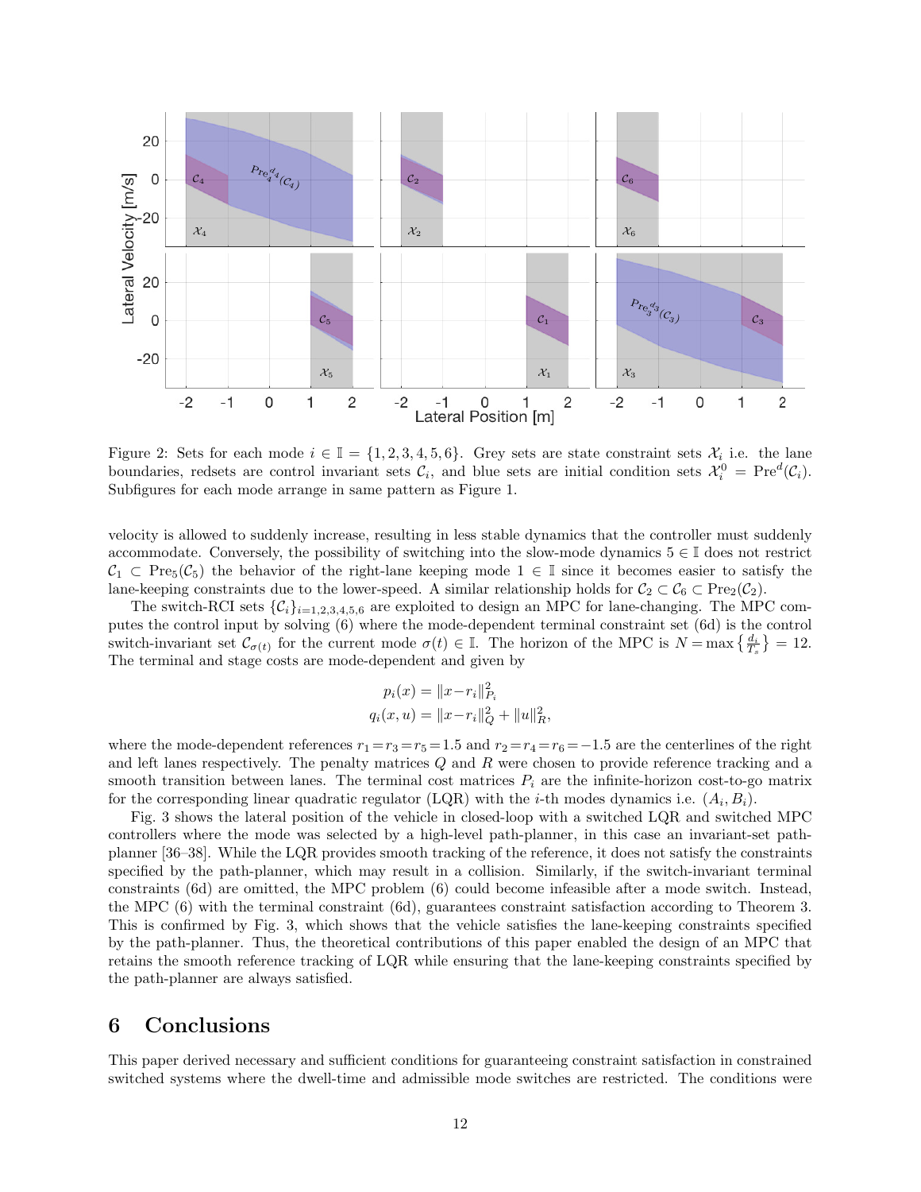Figure 2: Sets for each mode $i \in \mathbb{I} = \{1,2,3,4,5,6\}$. Grey sets are state constraint sets $\mathcal{X}_i$ i.e. the lane boundaries, redsets are control invariant sets $\mathcal{C}_i$, and blue sets are initial condition sets $\mathcal{X}_i^0 = \text{Pre}^d(\mathcal{C}_i)$. Subfigures for each mode arrange in same pattern as Figure 1.

velocity is allowed to suddenly increase, resulting in less stable dynamics that the controller must suddenly accommodate. Conversely, the possibility of switching into the slow-mode dynamics $5 \in \mathbb{I}$ does not restrict $\mathcal{C}_1 \subset \text{Pre}_5(\mathcal{C}_5)$ the behavior of the right-lane keeping mode $1 \in \mathbb{I}$ since it becomes easier to satisfy the lane-keeping constraints due to the lower-speed. A similar relationship holds for $\mathcal{C}_2 \subset \mathcal{C}_6 \subset \text{Pre}_2(\mathcal{C}_2)$.

The switch-RCI sets $\{\mathcal{C}_i\}_{i=1,2,3,4,5,6}$ are exploited to design an MPC for lane-changing. The MPC computes the control input by solving (6) where the mode-dependent terminal constraint set (6d) is the control switch-invariant set $\mathcal{C}_{\sigma(t)}$ for the current mode $\sigma(t) \in \mathbb{I}$. The horizon of the MPC is $N = \max\left\{\frac{d_i}{T_s}\right\} = 12$. The terminal and stage costs are mode-dependent and given by

$$
\begin{aligned}
p_i(x) &= \|x - r_i\|_{P_i}^2 \\
q_i(x,u) &= \|x - r_i\|_Q^2 + \|u\|_R^2,
\end{aligned}
$$

where the mode-dependent references $r_1 = r_3 = r_5 = 1.5$ and $r_2 = r_4 = r_6 = -1.5$ are the centerlines of the right and left lanes respectively. The penalty matrices $Q$ and $R$ were chosen to provide reference tracking and a smooth transition between lanes. The terminal cost matrices $P_i$ are the infinite-horizon cost-to-go matrix for the corresponding linear quadratic regulator (LQR) with the $i$-th modes dynamics i.e. $(A_i, B_i)$.

Fig. 3 shows the lateral position of the vehicle in closed-loop with a switched LQR and switched MPC controllers where the mode was selected by a high-level path-planner, in this case an invariant-set path-planner [36–38]. While the LQR provides smooth tracking of the reference, it does not satisfy the constraints specified by the path-planner, which may result in a collision. Similarly, if the switch-invariant terminal constraints (6d) are omitted, the MPC problem (6) could become infeasible after a mode switch. Instead, the MPC (6) with the terminal constraint (6d), guarantees constraint satisfaction according to Theorem 3. This is confirmed by Fig. 3, which shows that the vehicle satisfies the lane-keeping constraints specified by the path-planner. Thus, the theoretical contributions of this paper enabled the design of an MPC that retains the smooth reference tracking of LQR while ensuring that the lane-keeping constraints specified by the path-planner are always satisfied.

# 6 Conclusions

This paper derived necessary and sufficient conditions for guaranteeing constraint satisfaction in constrained switched systems where the dwell-time and admissible mode switches are restricted. The conditions were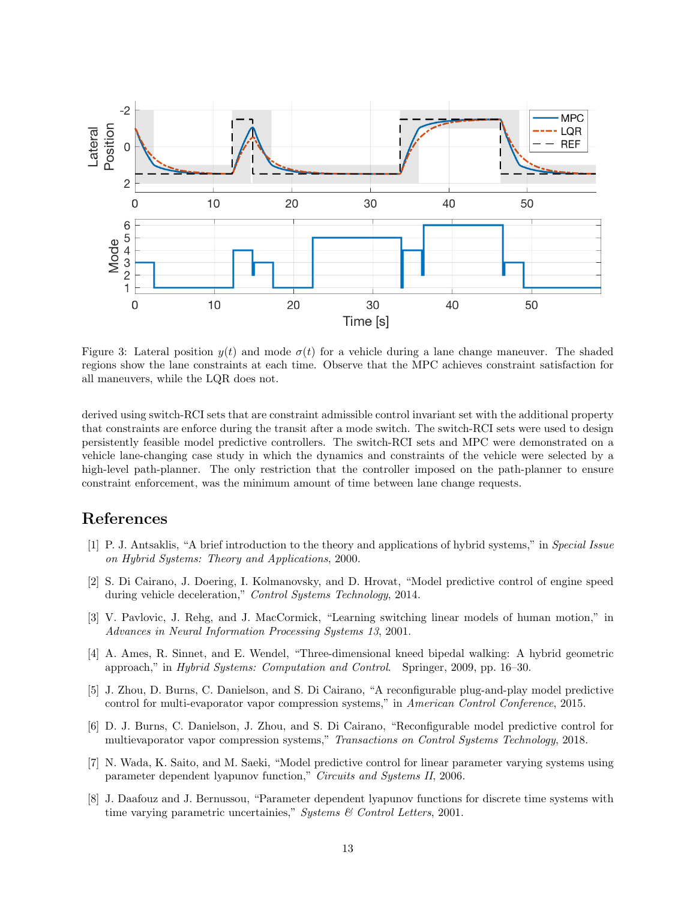Figure 3: Lateral position $y(t)$ and mode $\sigma(t)$ for a vehicle during a lane change maneuver. The shaded regions show the lane constraints at each time. Observe that the MPC achieves constraint satisfaction for all maneuvers, while the LQR does not.

derived using switch-RCI sets that are constraint admissible control invariant set with the additional property that constraints are enforce during the transit after a mode switch. The switch-RCI sets were used to design persistently feasible model predictive controllers. The switch-RCI sets and MPC were demonstrated on a vehicle lane-changing case study in which the dynamics and constraints of the vehicle were selected by a high-level path-planner. The only restriction that the controller imposed on the path-planner to ensure constraint enforcement, was the minimum amount of time between lane change requests.

# References

[1] P. J. Antsaklis, "A brief introduction to the theory and applications of hybrid systems," in *Special Issue on Hybrid Systems: Theory and Applications*, 2000.

[2] S. Di Cairano, J. Doering, I. Kolmanovsky, and D. Hrovat, "Model predictive control of engine speed during vehicle deceleration," *Control Systems Technology*, 2014.

[3] V. Pavlovic, J. Rehg, and J. MacCormick, "Learning switching linear models of human motion," in *Advances in Neural Information Processing Systems 13*, 2001.

[4] A. Ames, R. Sinnet, and E. Wendel, "Three-dimensional kneed bipedal walking: A hybrid geometric approach," in *Hybrid Systems: Computation and Control*. Springer, 2009, pp. 16–30.

[5] J. Zhou, D. Burns, C. Danielson, and S. Di Cairano, "A reconfigurable plug-and-play model predictive control for multi-evaporator vapor compression systems," in *American Control Conference*, 2015.

[6] D. J. Burns, C. Danielson, J. Zhou, and S. Di Cairano, "Reconfigurable model predictive control for multievaporator vapor compression systems," *Transactions on Control Systems Technology*, 2018.

[7] N. Wada, K. Saito, and M. Saeki, "Model predictive control for linear parameter varying systems using parameter dependent lyapunov function," *Circuits and Systems II*, 2006.

[8] J. Daafouz and J. Bernussou, "Parameter dependent lyapunov functions for discrete time systems with time varying parametric uncertainties," *Systems & Control Letters*, 2001.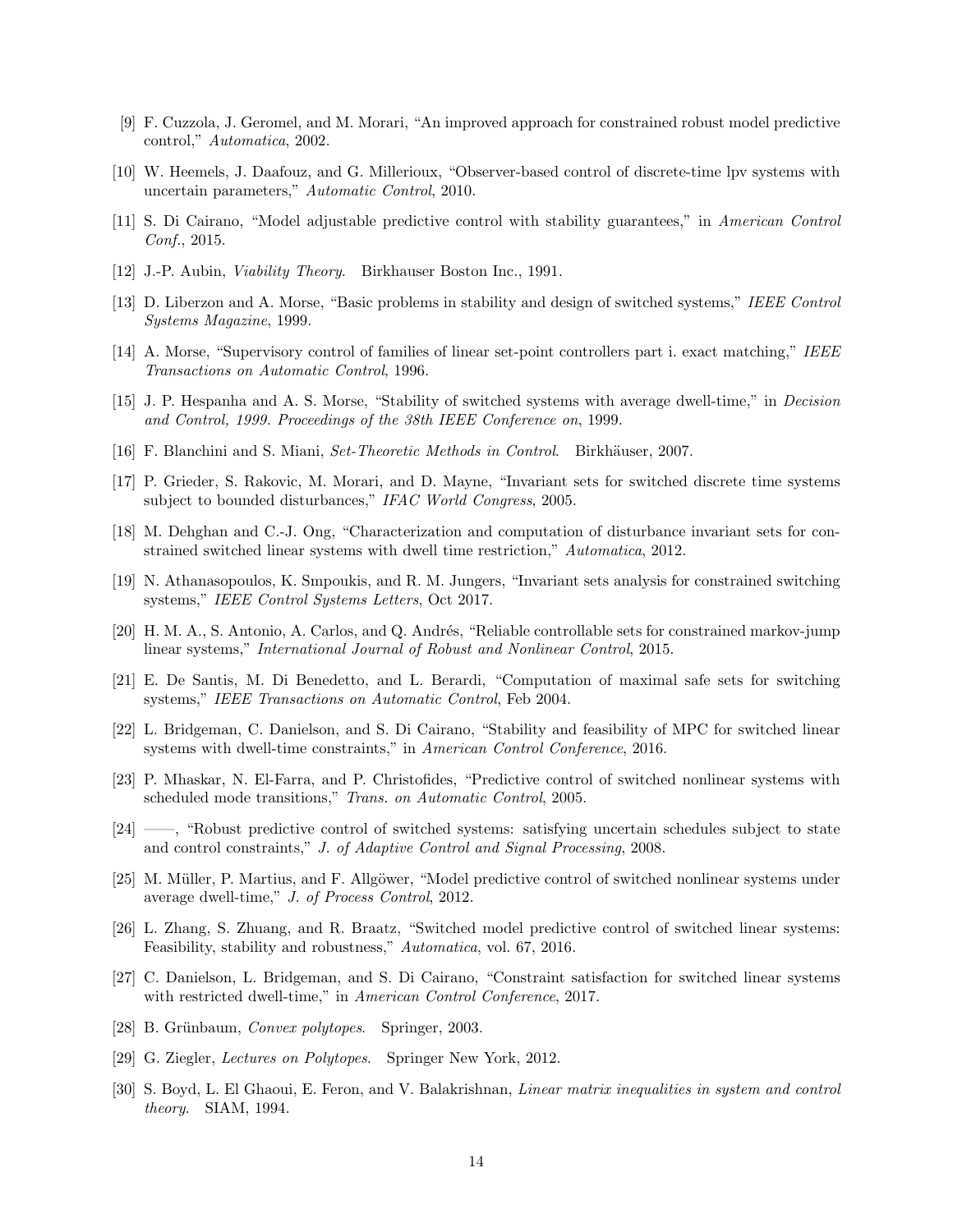[9] F. Cuzzola, J. Geromel, and M. Morari, "An improved approach for constrained robust model predictive control," *Automatica*, 2002.

[10] W. Heemels, J. Daafouz, and G. Millerioux, "Observer-based control of discrete-time lpv systems with uncertain parameters," *Automatic Control*, 2010.

[11] S. Di Cairano, "Model adjustable predictive control with stability guarantees," in *American Control Conf.*, 2015.

[12] J.-P. Aubin, *Viability Theory*. Birkhauser Boston Inc., 1991.

[13] D. Liberzon and A. Morse, "Basic problems in stability and design of switched systems," *IEEE Control Systems Magazine*, 1999.

[14] A. Morse, "Supervisory control of families of linear set-point controllers part i. exact matching," *IEEE Transactions on Automatic Control*, 1996.

[15] J. P. Hespanha and A. S. Morse, "Stability of switched systems with average dwell-time," in *Decision and Control, 1999. Proceedings of the 38th IEEE Conference on*, 1999.

[16] F. Blanchini and S. Miani, *Set-Theoretic Methods in Control*. Birkhäuser, 2007.

[17] P. Grieder, S. Rakovic, M. Morari, and D. Mayne, "Invariant sets for switched discrete time systems subject to bounded disturbances," *IFAC World Congress*, 2005.

[18] M. Dehghan and C.-J. Ong, "Characterization and computation of disturbance invariant sets for constrained switched linear systems with dwell time restriction," *Automatica*, 2012.

[19] N. Athanasopoulos, K. Smpoukis, and R. M. Jungers, "Invariant sets analysis for constrained switching systems," *IEEE Control Systems Letters*, Oct 2017.

[20] H. M. A., S. Antonio, A. Carlos, and Q. Andrés, "Reliable controllable sets for constrained markov-jump linear systems," *International Journal of Robust and Nonlinear Control*, 2015.

[21] E. De Santis, M. Di Benedetto, and L. Berardi, "Computation of maximal safe sets for switching systems," *IEEE Transactions on Automatic Control*, Feb 2004.

[22] L. Bridgeman, C. Danielson, and S. Di Cairano, "Stability and feasibility of MPC for switched linear systems with dwell-time constraints," in *American Control Conference*, 2016.

[23] P. Mhaskar, N. El-Farra, and P. Christofides, "Predictive control of switched nonlinear systems with scheduled mode transitions," *Trans. on Automatic Control*, 2005.

[24] ——, "Robust predictive control of switched systems: satisfying uncertain schedules subject to state and control constraints," *J. of Adaptive Control and Signal Processing*, 2008.

[25] M. Müller, P. Martius, and F. Allgöwer, "Model predictive control of switched nonlinear systems under average dwell-time," *J. of Process Control*, 2012.

[26] L. Zhang, S. Zhuang, and R. Braatz, "Switched model predictive control of switched linear systems: Feasibility, stability and robustness," *Automatica*, vol. 67, 2016.

[27] C. Danielson, L. Bridgeman, and S. Di Cairano, "Constraint satisfaction for switched linear systems with restricted dwell-time," in *American Control Conference*, 2017.

[28] B. Grünbaum, *Convex polytopes*. Springer, 2003.

[29] G. Ziegler, *Lectures on Polytopes*. Springer New York, 2012.

[30] S. Boyd, L. El Ghaoui, E. Feron, and V. Balakrishnan, *Linear matrix inequalities in system and control theory*. SIAM, 1994.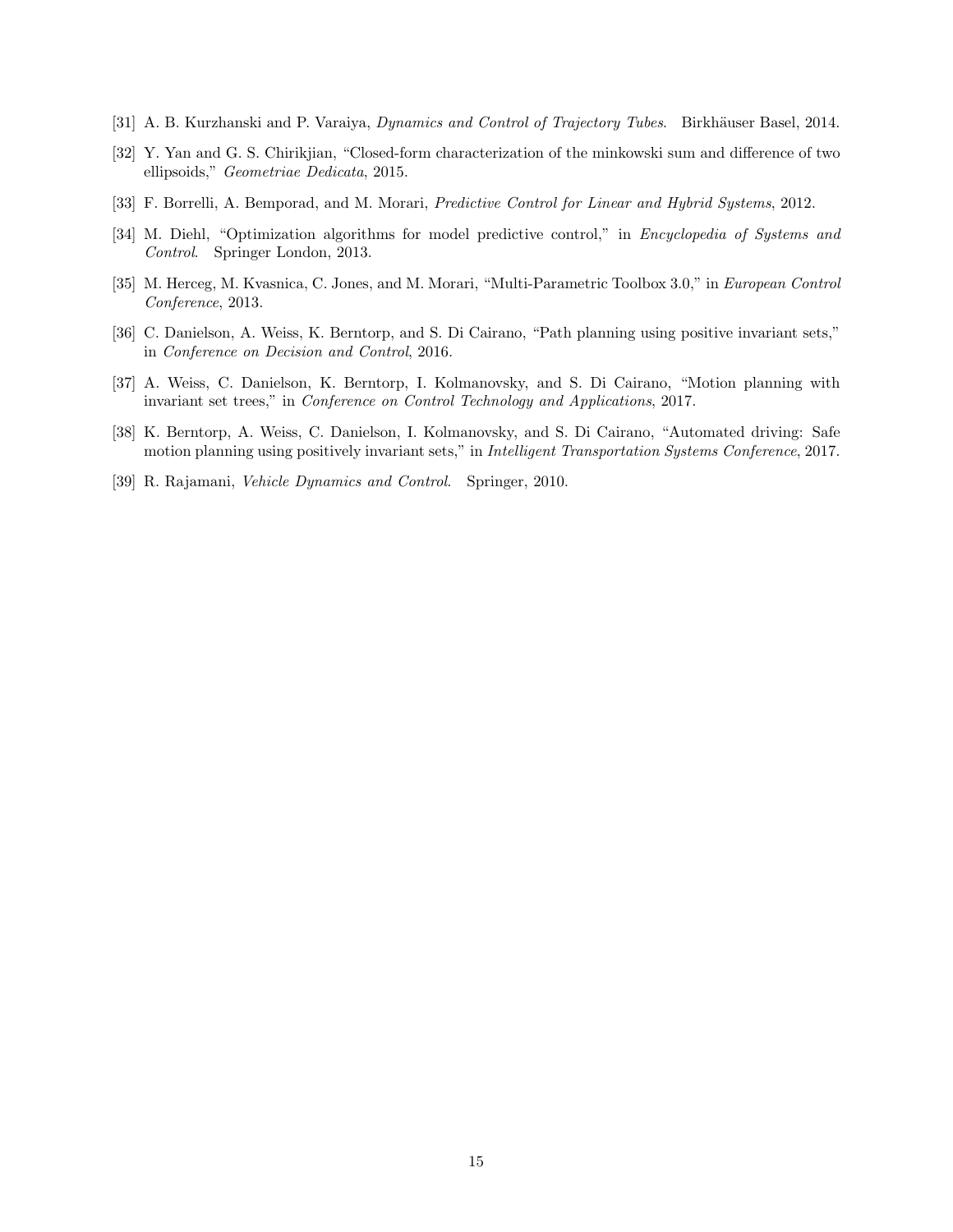[31] A. B. Kurzhanski and P. Varaiya, *Dynamics and Control of Trajectory Tubes*. Birkhäuser Basel, 2014.

[32] Y. Yan and G. S. Chirikjian, "Closed-form characterization of the minkowski sum and difference of two ellipsoids," *Geometriae Dedicata*, 2015.

[33] F. Borrelli, A. Bemporad, and M. Morari, *Predictive Control for Linear and Hybrid Systems*, 2012.

[34] M. Diehl, "Optimization algorithms for model predictive control," in *Encyclopedia of Systems and Control*. Springer London, 2013.

[35] M. Herceg, M. Kvasnica, C. Jones, and M. Morari, "Multi-Parametric Toolbox 3.0," in *European Control Conference*, 2013.

[36] C. Danielson, A. Weiss, K. Berntorp, and S. Di Cairano, "Path planning using positive invariant sets," in *Conference on Decision and Control*, 2016.

[37] A. Weiss, C. Danielson, K. Berntorp, I. Kolmanovsky, and S. Di Cairano, "Motion planning with invariant set trees," in *Conference on Control Technology and Applications*, 2017.

[38] K. Berntorp, A. Weiss, C. Danielson, I. Kolmanovsky, and S. Di Cairano, "Automated driving: Safe motion planning using positively invariant sets," in *Intelligent Transportation Systems Conference*, 2017.

[39] R. Rajamani, *Vehicle Dynamics and Control*. Springer, 2010.